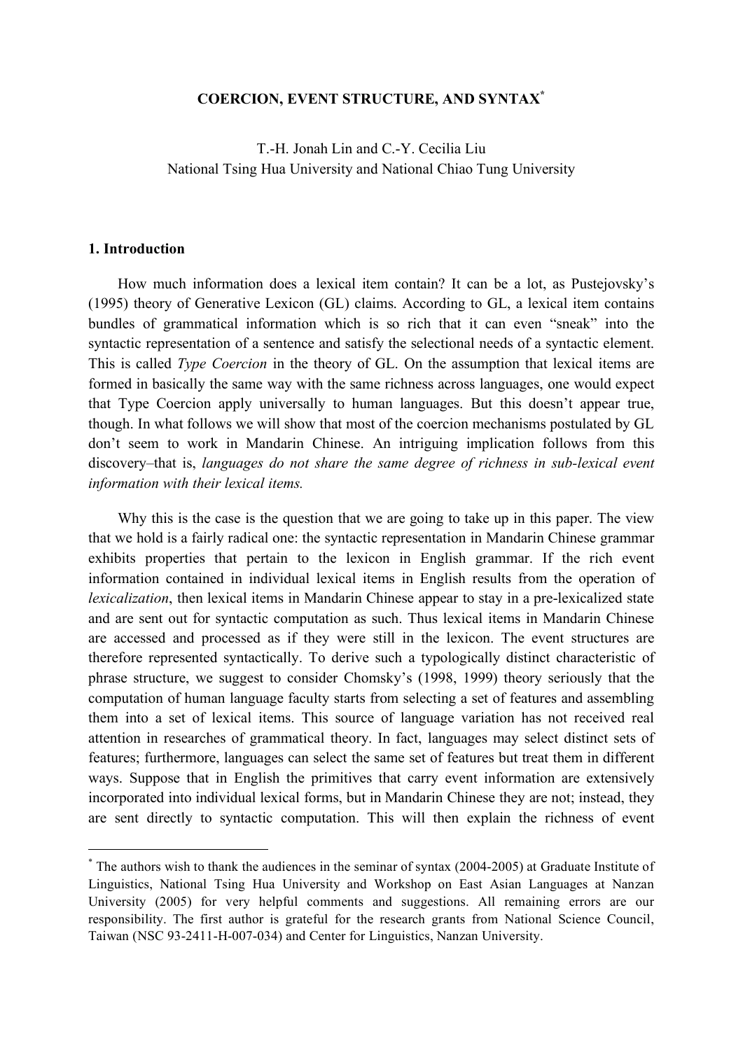**COERCION, EVENT STRUCTURE, AND SYNTAX**[*]

T.-H. Jonah Lin and C.-Y. Cecilia Liu
National Tsing Hua University and National Chiao Tung University

## 1. Introduction

How much information does a lexical item contain? It can be a lot, as Pustejovsky's (1995) theory of Generative Lexicon (GL) claims. According to GL, a lexical item contains bundles of grammatical information which is so rich that it can even "sneak" into the syntactic representation of a sentence and satisfy the selectional needs of a syntactic element. This is called *Type Coercion* in the theory of GL. On the assumption that lexical items are formed in basically the same way with the same richness across languages, one would expect that Type Coercion apply universally to human languages. But this doesn't appear true, though. In what follows we will show that most of the coercion mechanisms postulated by GL don't seem to work in Mandarin Chinese. An intriguing implication follows from this discovery–that is, *languages do not share the same degree of richness in sub-lexical event information with their lexical items.*

Why this is the case is the question that we are going to take up in this paper. The view that we hold is a fairly radical one: the syntactic representation in Mandarin Chinese grammar exhibits properties that pertain to the lexicon in English grammar. If the rich event information contained in individual lexical items in English results from the operation of *lexicalization*, then lexical items in Mandarin Chinese appear to stay in a pre-lexicalized state and are sent out for syntactic computation as such. Thus lexical items in Mandarin Chinese are accessed and processed as if they were still in the lexicon. The event structures are therefore represented syntactically. To derive such a typologically distinct characteristic of phrase structure, we suggest to consider Chomsky's (1998, 1999) theory seriously that the computation of human language faculty starts from selecting a set of features and assembling them into a set of lexical items. This source of language variation has not received real attention in researches of grammatical theory. In fact, languages may select distinct sets of features; furthermore, languages can select the same set of features but treat them in different ways. Suppose that in English the primitives that carry event information are extensively incorporated into individual lexical forms, but in Mandarin Chinese they are not; instead, they are sent directly to syntactic computation. This will then explain the richness of event

[*] The authors wish to thank the audiences in the seminar of syntax (2004-2005) at Graduate Institute of Linguistics, National Tsing Hua University and Workshop on East Asian Languages at Nanzan University (2005) for very helpful comments and suggestions. All remaining errors are our responsibility. The first author is grateful for the research grants from National Science Council, Taiwan (NSC 93-2411-H-007-034) and Center for Linguistics, Nanzan University.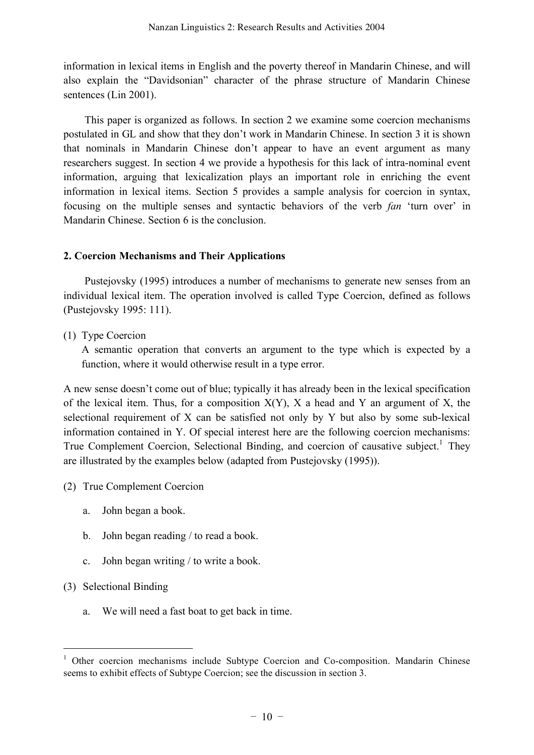information in lexical items in English and the poverty thereof in Mandarin Chinese, and will also explain the "Davidsonian" character of the phrase structure of Mandarin Chinese sentences (Lin 2001).

This paper is organized as follows. In section 2 we examine some coercion mechanisms postulated in GL and show that they don't work in Mandarin Chinese. In section 3 it is shown that nominals in Mandarin Chinese don't appear to have an event argument as many researchers suggest. In section 4 we provide a hypothesis for this lack of intra-nominal event information, arguing that lexicalization plays an important role in enriching the event information in lexical items. Section 5 provides a sample analysis for coercion in syntax, focusing on the multiple senses and syntactic behaviors of the verb *fan* 'turn over' in Mandarin Chinese. Section 6 is the conclusion.

## 2. Coercion Mechanisms and Their Applications

Pustejovsky (1995) introduces a number of mechanisms to generate new senses from an individual lexical item. The operation involved is called Type Coercion, defined as follows (Pustejovsky 1995: 111).

(1) Type Coercion
A semantic operation that converts an argument to the type which is expected by a function, where it would otherwise result in a type error.

A new sense doesn't come out of blue; typically it has already been in the lexical specification of the lexical item. Thus, for a composition X(Y), X a head and Y an argument of X, the selectional requirement of X can be satisfied not only by Y but also by some sub-lexical information contained in Y. Of special interest here are the following coercion mechanisms: True Complement Coercion, Selectional Binding, and coercion of causative subject.[1] They are illustrated by the examples below (adapted from Pustejovsky (1995)).

(2) True Complement Coercion

a. John began a book.

b. John began reading / to read a book.

c. John began writing / to write a book.

(3) Selectional Binding

a. We will need a fast boat to get back in time.

[1] Other coercion mechanisms include Subtype Coercion and Co-composition. Mandarin Chinese seems to exhibit effects of Subtype Coercion; see the discussion in section 3.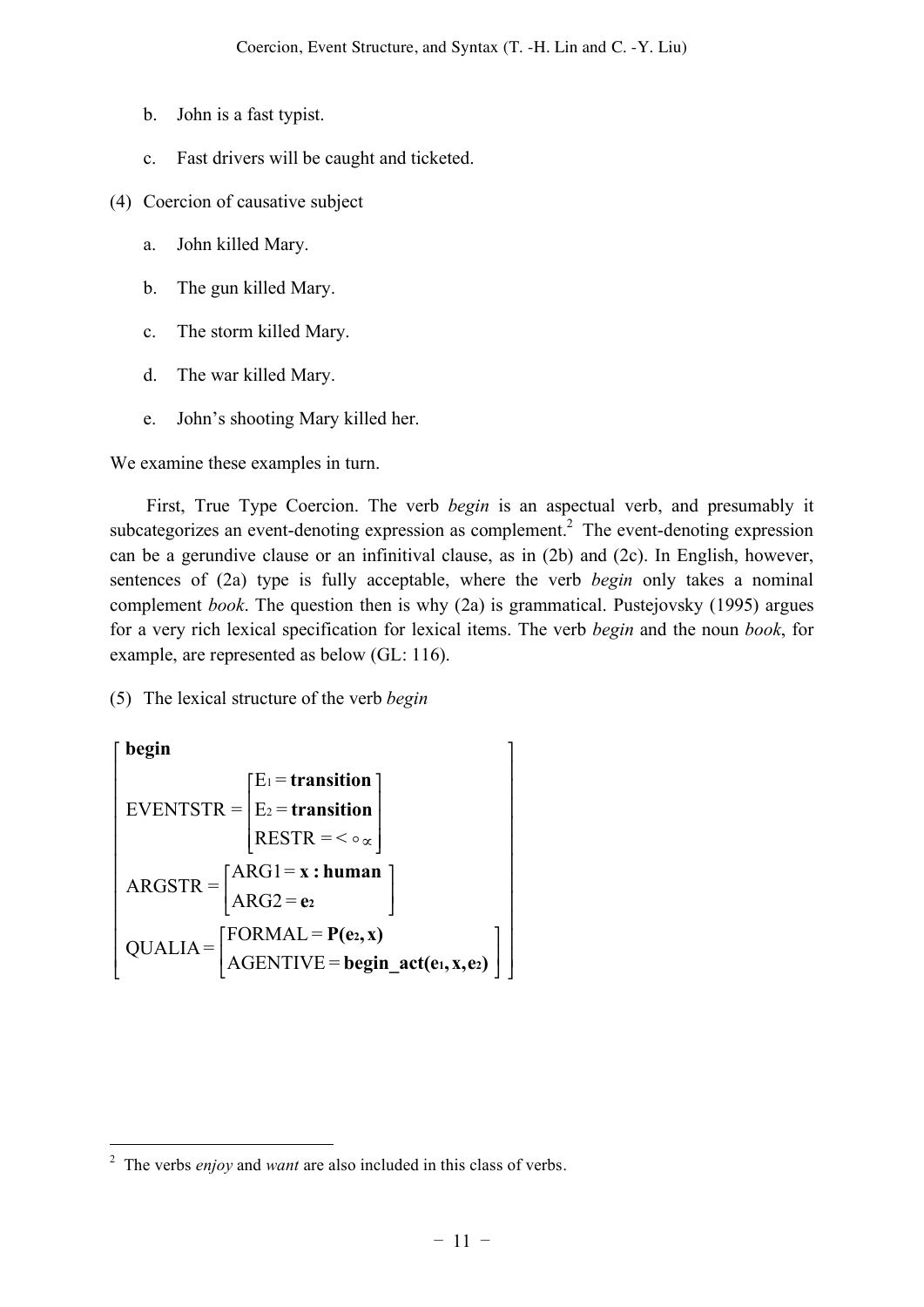b. John is a fast typist.

c. Fast drivers will be caught and ticketed.

(4) Coercion of causative subject

a. John killed Mary.

b. The gun killed Mary.

c. The storm killed Mary.

d. The war killed Mary.

e. John's shooting Mary killed her.

We examine these examples in turn.

First, True Type Coercion. The verb *begin* is an aspectual verb, and presumably it subcategorizes an event-denoting expression as complement.[2] The event-denoting expression can be a gerundive clause or an infinitival clause, as in (2b) and (2c). In English, however, sentences of (2a) type is fully acceptable, where the verb *begin* only takes a nominal complement *book*. The question then is why (2a) is grammatical. Pustejovsky (1995) argues for a very rich lexical specification for lexical items. The verb *begin* and the noun *book*, for example, are represented as below (GL: 116).

(5) The lexical structure of the verb *begin*

$$
\begin{bmatrix}
\textbf{begin} \\
\text{EVENTSTR} = \begin{bmatrix} \text{E}_1 = \textbf{transition} \\ \text{E}_2 = \textbf{transition} \\ \text{RESTR} = <_{\circ\propto} \end{bmatrix} \\
\text{ARGSTR} = \begin{bmatrix} \text{ARG1} = \textbf{x : human} \\ \text{ARG2} = \textbf{e}_2 \end{bmatrix} \\
\text{QUALIA} = \begin{bmatrix} \text{FORMAL} = \textbf{P(e}_2\textbf{, x)} \\ \text{AGENTIVE} = \textbf{begin\_act(e}_1\textbf{, x, e}_2\textbf{)} \end{bmatrix}
\end{bmatrix}
$$

---

[2] The verbs *enjoy* and *want* are also included in this class of verbs.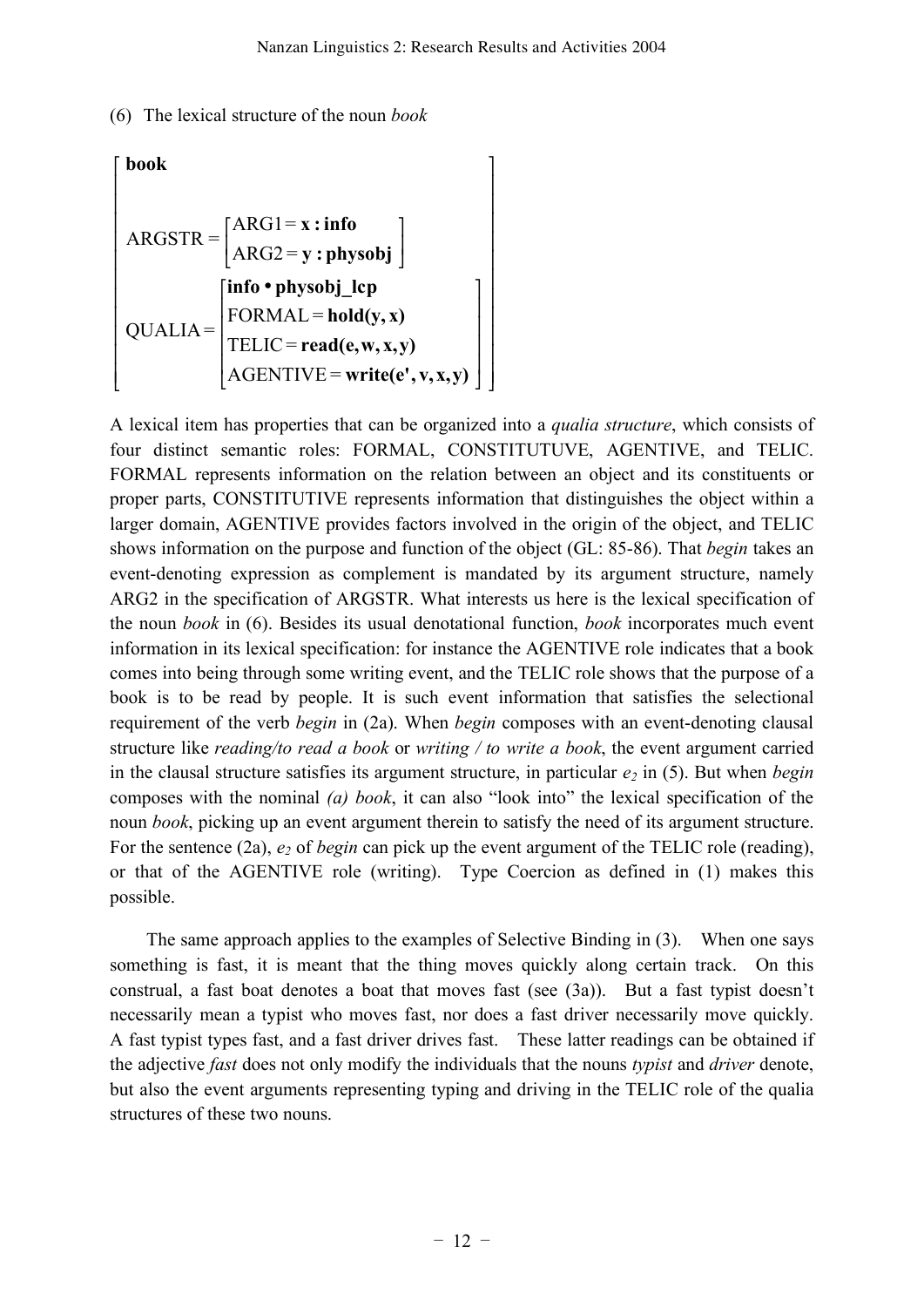(6) The lexical structure of the noun *book*

$$
\begin{bmatrix}
\textbf{book} \\
\\
\text{ARGSTR} = \begin{bmatrix} \text{ARG1} = \textbf{x : info} \\ \text{ARG2} = \textbf{y : physobj} \end{bmatrix} \\
\text{QUALIA} = \begin{bmatrix} \textbf{info} \bullet \textbf{physobj\_lcp} \\ \text{FORMAL} = \textbf{hold(y, x)} \\ \text{TELIC} = \textbf{read(e, w, x, y)} \\ \text{AGENTIVE} = \textbf{write(e', v, x, y)} \end{bmatrix}
\end{bmatrix}
$$

A lexical item has properties that can be organized into a *qualia structure*, which consists of four distinct semantic roles: FORMAL, CONSTITUTUVE, AGENTIVE, and TELIC. FORMAL represents information on the relation between an object and its constituents or proper parts, CONSTITUTIVE represents information that distinguishes the object within a larger domain, AGENTIVE provides factors involved in the origin of the object, and TELIC shows information on the purpose and function of the object (GL: 85-86). That *begin* takes an event-denoting expression as complement is mandated by its argument structure, namely ARG2 in the specification of ARGSTR. What interests us here is the lexical specification of the noun *book* in (6). Besides its usual denotational function, *book* incorporates much event information in its lexical specification: for instance the AGENTIVE role indicates that a book comes into being through some writing event, and the TELIC role shows that the purpose of a book is to be read by people. It is such event information that satisfies the selectional requirement of the verb *begin* in (2a). When *begin* composes with an event-denoting clausal structure like *reading/to read a book* or *writing / to write a book*, the event argument carried in the clausal structure satisfies its argument structure, in particular $e_2$ in (5). But when *begin* composes with the nominal *(a) book*, it can also "look into" the lexical specification of the noun *book*, picking up an event argument therein to satisfy the need of its argument structure. For the sentence (2a), $e_2$ of *begin* can pick up the event argument of the TELIC role (reading), or that of the AGENTIVE role (writing). Type Coercion as defined in (1) makes this possible.

The same approach applies to the examples of Selective Binding in (3). When one says something is fast, it is meant that the thing moves quickly along certain track. On this construal, a fast boat denotes a boat that moves fast (see (3a)). But a fast typist doesn't necessarily mean a typist who moves fast, nor does a fast driver necessarily move quickly. A fast typist types fast, and a fast driver drives fast. These latter readings can be obtained if the adjective *fast* does not only modify the individuals that the nouns *typist* and *driver* denote, but also the event arguments representing typing and driving in the TELIC role of the qualia structures of these two nouns.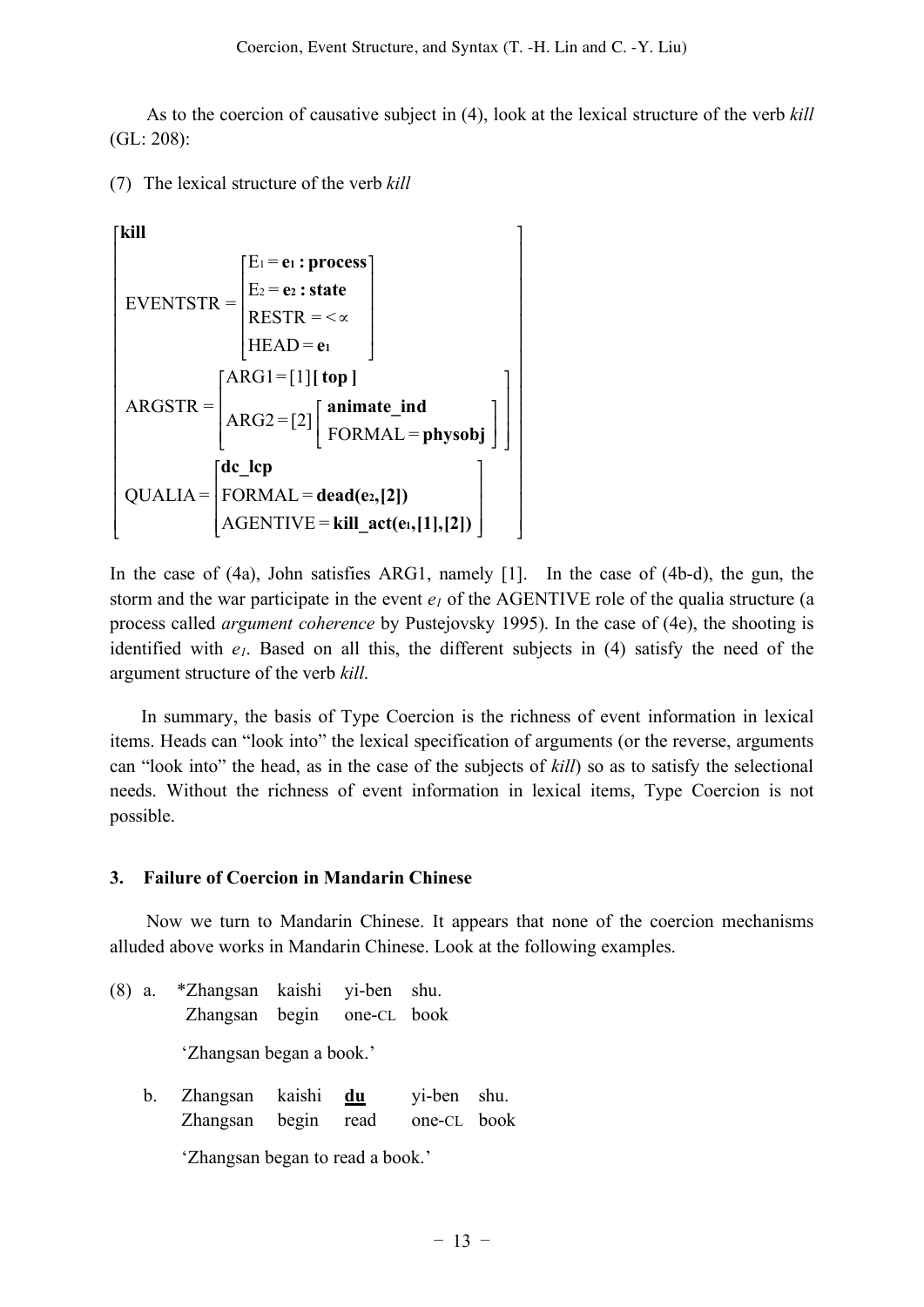As to the coercion of causative subject in (4), look at the lexical structure of the verb *kill* (GL: 208):

(7) The lexical structure of the verb *kill*

$$
\begin{bmatrix}
\textbf{kill} \\
\text{EVENTSTR} = \begin{bmatrix} \text{E}_1 = \textbf{e}_\textbf{1} \textbf{ : process} \\ \text{E}_2 = \textbf{e}_\textbf{2} \textbf{ : state} \\ \text{RESTR} = <\propto \\ \text{HEAD} = \textbf{e}_\textbf{1} \end{bmatrix} \\
\text{ARGSTR} = \begin{bmatrix} \text{ARG1} = [1] \textbf{[ top ]} \\ \text{ARG2} = [2] \begin{bmatrix} \textbf{animate\_ind} \\ \text{FORMAL} = \textbf{physobj} \end{bmatrix} \end{bmatrix} \\
\text{QUALIA} = \begin{bmatrix} \textbf{dc\_lcp} \\ \text{FORMAL} = \textbf{dead(e}_\textbf{2}\textbf{,[2])} \\ \text{AGENTIVE} = \textbf{kill\_act(e}_\textbf{1}\textbf{,[1],[2])} \end{bmatrix}
\end{bmatrix}
$$

In the case of (4a), John satisfies ARG1, namely [1]. In the case of (4b-d), the gun, the storm and the war participate in the event $e_1$ of the AGENTIVE role of the qualia structure (a process called *argument coherence* by Pustejovsky 1995). In the case of (4e), the shooting is identified with $e_1$. Based on all this, the different subjects in (4) satisfy the need of the argument structure of the verb *kill*.

In summary, the basis of Type Coercion is the richness of event information in lexical items. Heads can "look into" the lexical specification of arguments (or the reverse, arguments can "look into" the head, as in the case of the subjects of *kill*) so as to satisfy the selectional needs. Without the richness of event information in lexical items, Type Coercion is not possible.

### 3. Failure of Coercion in Mandarin Chinese

Now we turn to Mandarin Chinese. It appears that none of the coercion mechanisms alluded above works in Mandarin Chinese. Look at the following examples.

(8) a. *Zhangsan kaishi yi-ben shu.
   Zhangsan begin one-CL book
   'Zhangsan began a book.'

b. Zhangsan kaishi **du** yi-ben shu.
   Zhangsan begin read one-CL book
   'Zhangsan began to read a book.'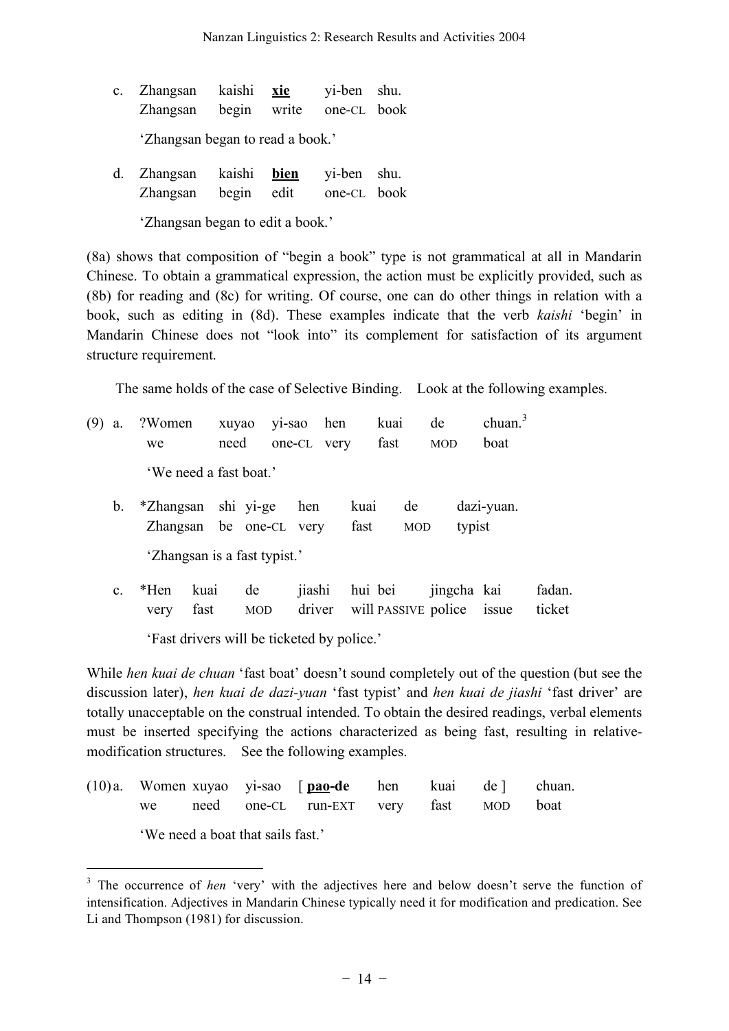c. Zhangsan kaishi **xie** yi-ben shu.
   Zhangsan begin write one-CL book

   'Zhangsan began to read a book.'

d. Zhangsan kaishi **bien** yi-ben shu.
   Zhangsan begin edit one-CL book

   'Zhangsan began to edit a book.'

(8a) shows that composition of "begin a book" type is not grammatical at all in Mandarin Chinese. To obtain a grammatical expression, the action must be explicitly provided, such as (8b) for reading and (8c) for writing. Of course, one can do other things in relation with a book, such as editing in (8d). These examples indicate that the verb *kaishi* 'begin' in Mandarin Chinese does not "look into" its complement for satisfaction of its argument structure requirement.

The same holds of the case of Selective Binding. Look at the following examples.

(9) a. ?Women xuyao yi-sao hen kuai de chuan.[3]
   we need one-CL very fast MOD boat

   'We need a fast boat.'

b. *Zhangsan shi yi-ge hen kuai de dazi-yuan.
   Zhangsan be one-CL very fast MOD typist

   'Zhangsan is a fast typist.'

c. *Hen kuai de jiashi hui bei jingcha kai fadan.
   very fast MOD driver will PASSIVE police issue ticket

   'Fast drivers will be ticketed by police.'

While *hen kuai de chuan* 'fast boat' doesn't sound completely out of the question (but see the discussion later), *hen kuai de dazi-yuan* 'fast typist' and *hen kuai de jiashi* 'fast driver' are totally unacceptable on the construal intended. To obtain the desired readings, verbal elements must be inserted specifying the actions characterized as being fast, resulting in relative-modification structures. See the following examples.

(10) a. Women xuyao yi-sao [ **pao**-de hen kuai de ] chuan.
   we need one-CL run-EXT very fast MOD boat

   'We need a boat that sails fast.'

---

[3] The occurrence of *hen* 'very' with the adjectives here and below doesn't serve the function of intensification. Adjectives in Mandarin Chinese typically need it for modification and predication. See Li and Thompson (1981) for discussion.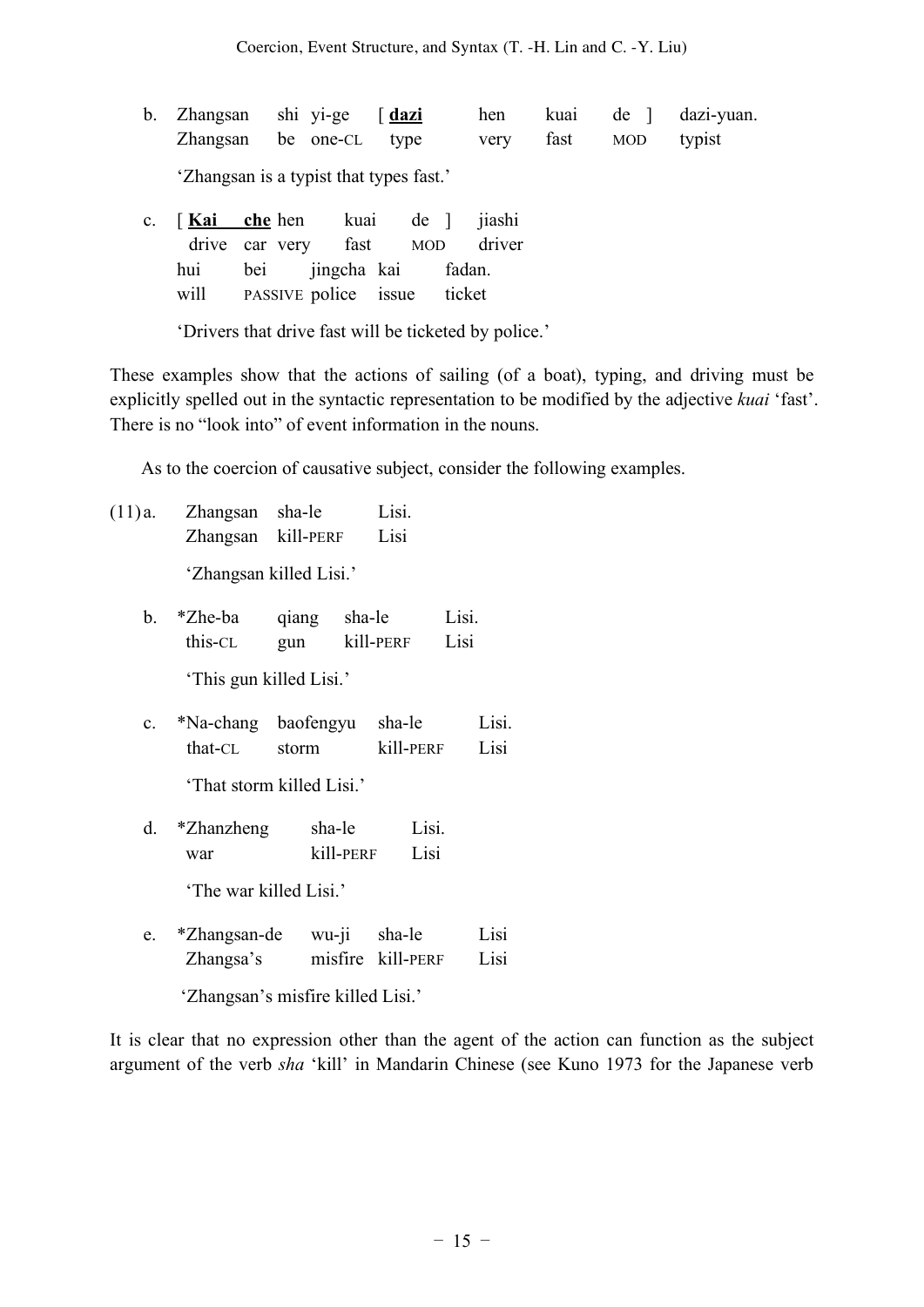b. Zhangsan shi yi-ge [ **<u>dazi</u>** hen kuai de ] dazi-yuan.
   Zhangsan be one-CL type very fast MOD typist
   
   'Zhangsan is a typist that types fast.'

c. [ **<u>Kai che</u>** hen kuai de ] jiashi
   drive car very fast MOD driver
   hui bei jingcha kai fadan.
   will PASSIVE police issue ticket
   
   'Drivers that drive fast will be ticketed by police.'

These examples show that the actions of sailing (of a boat), typing, and driving must be explicitly spelled out in the syntactic representation to be modified by the adjective *kuai* 'fast'. There is no "look into" of event information in the nouns.

As to the coercion of causative subject, consider the following examples.

(11) a. Zhangsan sha-le Lisi.
   Zhangsan kill-PERF Lisi
   
   'Zhangsan killed Lisi.'

b. *Zhe-ba qiang sha-le Lisi.
   this-CL gun kill-PERF Lisi
   
   'This gun killed Lisi.'

c. *Na-chang baofengyu sha-le Lisi.
   that-CL storm kill-PERF Lisi
   
   'That storm killed Lisi.'

d. *Zhanzheng sha-le Lisi.
   war kill-PERF Lisi
   
   'The war killed Lisi.'

e. *Zhangsan-de wu-ji sha-le Lisi
   Zhangsa's misfire kill-PERF Lisi
   
   'Zhangsan's misfire killed Lisi.'

It is clear that no expression other than the agent of the action can function as the subject argument of the verb *sha* 'kill' in Mandarin Chinese (see Kuno 1973 for the Japanese verb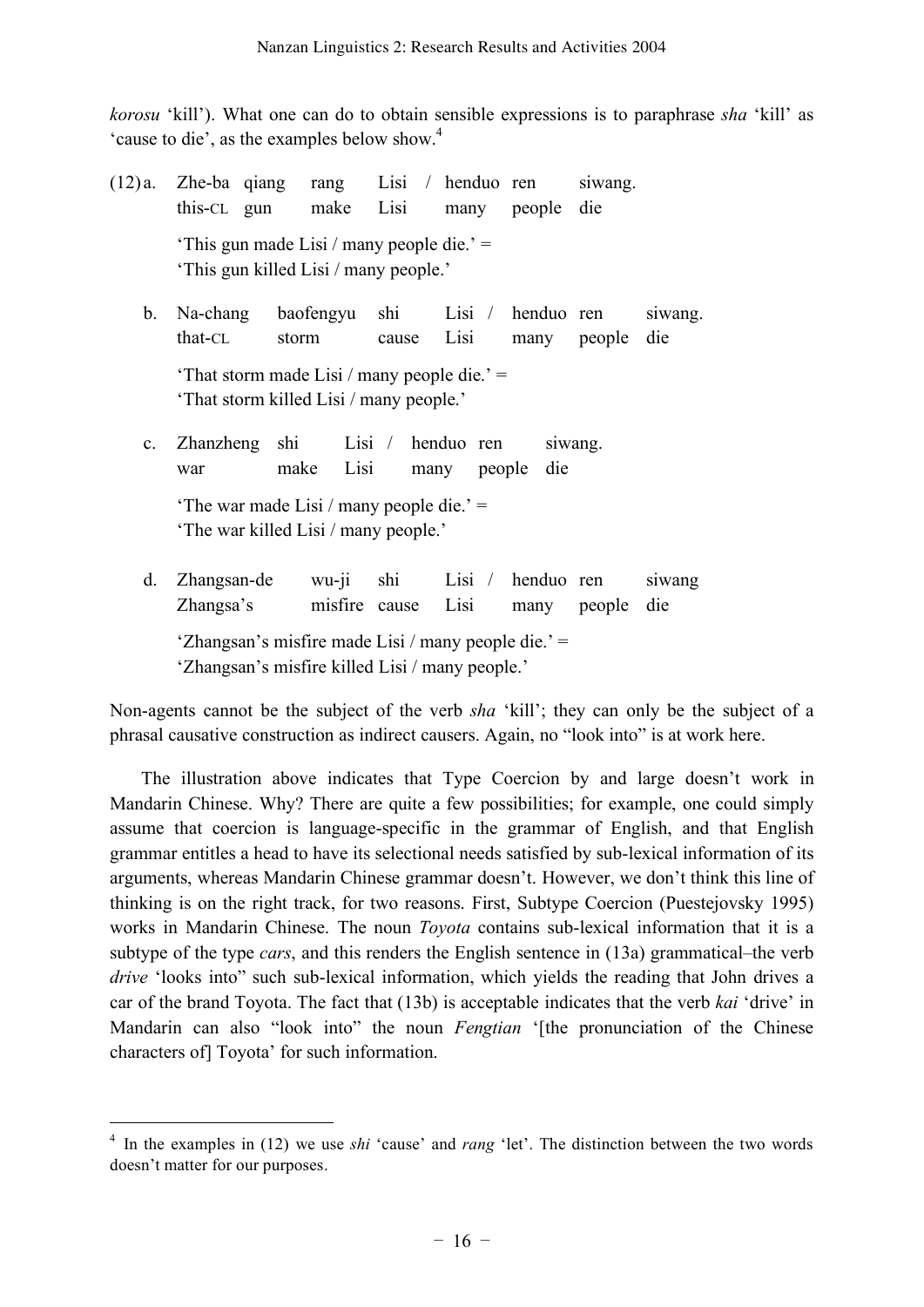*korosu* 'kill'). What one can do to obtain sensible expressions is to paraphrase *sha* 'kill' as 'cause to die', as the examples below show.[4]

(12) a. Zhe-ba qiang rang Lisi / henduo ren siwang.
this-CL gun make Lisi many people die
'This gun made Lisi / many people die.' =
'This gun killed Lisi / many people.'

b. Na-chang baofengyu shi Lisi / henduo ren siwang.
that-CL storm cause Lisi many people die
'That storm made Lisi / many people die.' =
'That storm killed Lisi / many people.'

c. Zhanzheng shi Lisi / henduo ren siwang.
war make Lisi many people die
'The war made Lisi / many people die.' =
'The war killed Lisi / many people.'

d. Zhangsan-de wu-ji shi Lisi / henduo ren siwang
Zhangsa's misfire cause Lisi many people die
'Zhangsan's misfire made Lisi / many people die.' =
'Zhangsan's misfire killed Lisi / many people.'

Non-agents cannot be the subject of the verb *sha* 'kill'; they can only be the subject of a phrasal causative construction as indirect causers. Again, no "look into" is at work here.

The illustration above indicates that Type Coercion by and large doesn't work in Mandarin Chinese. Why? There are quite a few possibilities; for example, one could simply assume that coercion is language-specific in the grammar of English, and that English grammar entitles a head to have its selectional needs satisfied by sub-lexical information of its arguments, whereas Mandarin Chinese grammar doesn't. However, we don't think this line of thinking is on the right track, for two reasons. First, Subtype Coercion (Puestejovsky 1995) works in Mandarin Chinese. The noun *Toyota* contains sub-lexical information that it is a subtype of the type *cars*, and this renders the English sentence in (13a) grammatical–the verb *drive* 'looks into" such sub-lexical information, which yields the reading that John drives a car of the brand Toyota. The fact that (13b) is acceptable indicates that the verb *kai* 'drive' in Mandarin can also "look into" the noun *Fengtian* '[the pronunciation of the Chinese characters of] Toyota' for such information.

---

[4] In the examples in (12) we use *shi* 'cause' and *rang* 'let'. The distinction between the two words doesn't matter for our purposes.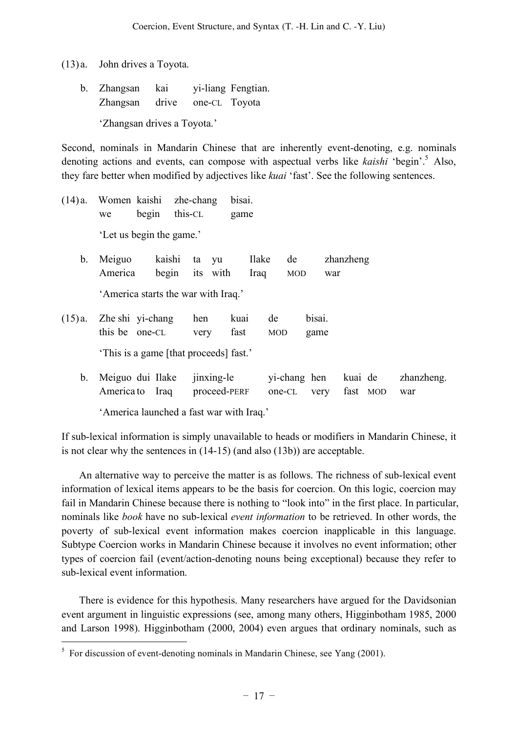(13) a. John drives a Toyota.

b. Zhangsan kai yi-liang Fengtian.
   Zhangsan drive one-CL Toyota

   'Zhangsan drives a Toyota.'

Second, nominals in Mandarin Chinese that are inherently event-denoting, e.g. nominals denoting actions and events, can compose with aspectual verbs like *kaishi* 'begin'.[5] Also, they fare better when modified by adjectives like *kuai* 'fast'. See the following sentences.

(14) a. Women kaishi zhe-chang bisai.
   we begin this-CL game

   'Let us begin the game.'

b. Meiguo kaishi ta yu Ilake de zhanzheng
   America begin its with Iraq MOD war

   'America starts the war with Iraq.'

(15) a. Zhe shi yi-chang hen kuai de bisai.
   this be one-CL very fast MOD game

   'This is a game [that proceeds] fast.'

b. Meiguo dui Ilake jinxing-le yi-chang hen kuai de zhanzheng.
   America to Iraq proceed-PERF one-CL very fast MOD war

   'America launched a fast war with Iraq.'

If sub-lexical information is simply unavailable to heads or modifiers in Mandarin Chinese, it is not clear why the sentences in (14-15) (and also (13b)) are acceptable.

An alternative way to perceive the matter is as follows. The richness of sub-lexical event information of lexical items appears to be the basis for coercion. On this logic, coercion may fail in Mandarin Chinese because there is nothing to "look into" in the first place. In particular, nominals like *book* have no sub-lexical *event information* to be retrieved. In other words, the poverty of sub-lexical event information makes coercion inapplicable in this language. Subtype Coercion works in Mandarin Chinese because it involves no event information; other types of coercion fail (event/action-denoting nouns being exceptional) because they refer to sub-lexical event information.

There is evidence for this hypothesis. Many researchers have argued for the Davidsonian event argument in linguistic expressions (see, among many others, Higginbotham 1985, 2000 and Larson 1998). Higginbotham (2000, 2004) even argues that ordinary nominals, such as

[5] For discussion of event-denoting nominals in Mandarin Chinese, see Yang (2001).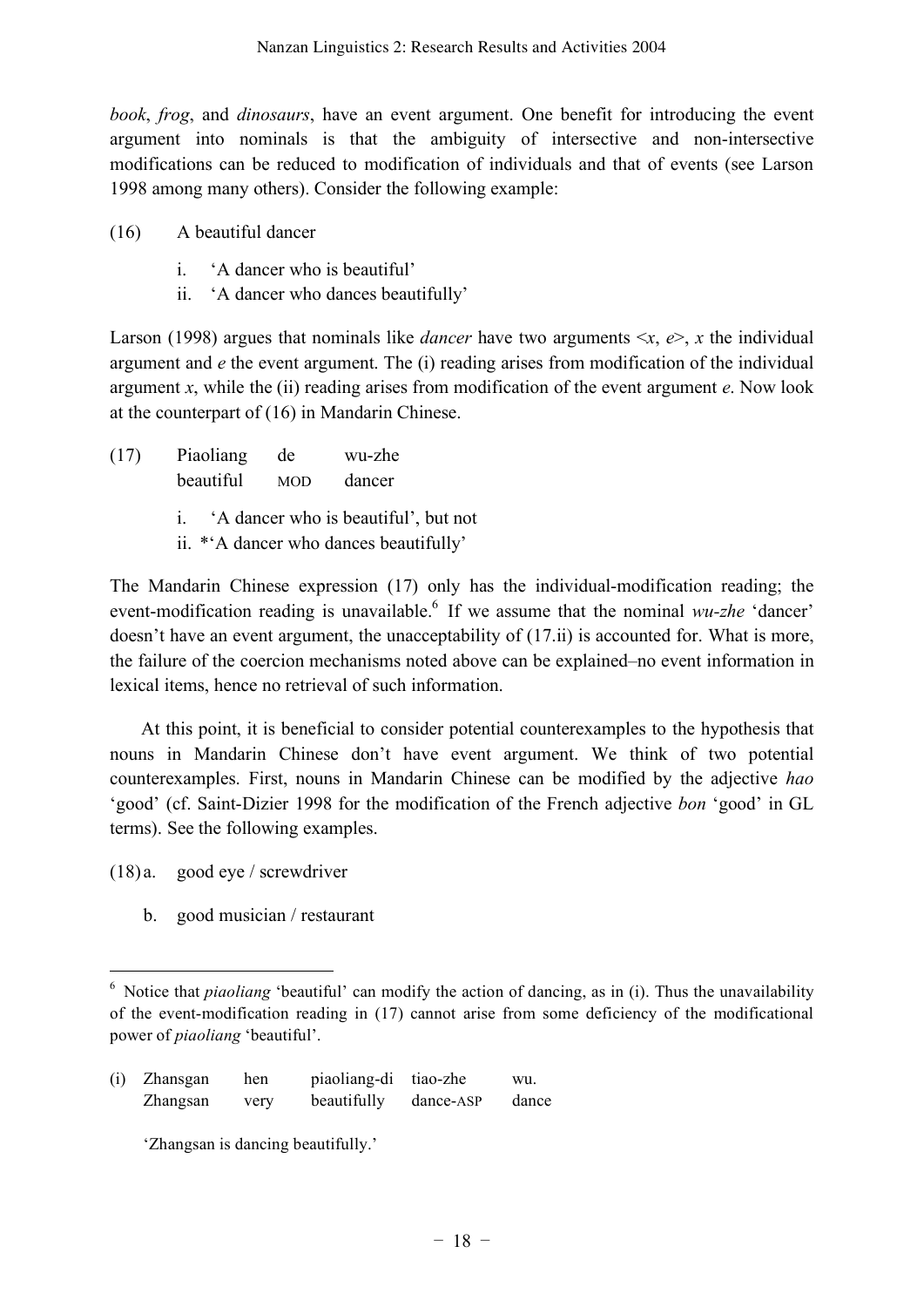*book*, *frog*, and *dinosaurs*, have an event argument. One benefit for introducing the event argument into nominals is that the ambiguity of intersective and non-intersective modifications can be reduced to modification of individuals and that of events (see Larson 1998 among many others). Consider the following example:

(16) A beautiful dancer

i. 'A dancer who is beautiful'
ii. 'A dancer who dances beautifully'

Larson (1998) argues that nominals like *dancer* have two arguments <*x*, *e*>, *x* the individual argument and *e* the event argument. The (i) reading arises from modification of the individual argument *x*, while the (ii) reading arises from modification of the event argument *e*. Now look at the counterpart of (16) in Mandarin Chinese.

(17) Piaoliang de wu-zhe
beautiful MOD dancer

i. 'A dancer who is beautiful', but not
ii. *'A dancer who dances beautifully'

The Mandarin Chinese expression (17) only has the individual-modification reading; the event-modification reading is unavailable.[6] If we assume that the nominal *wu-zhe* 'dancer' doesn't have an event argument, the unacceptability of (17.ii) is accounted for. What is more, the failure of the coercion mechanisms noted above can be explained–no event information in lexical items, hence no retrieval of such information.

At this point, it is beneficial to consider potential counterexamples to the hypothesis that nouns in Mandarin Chinese don't have event argument. We think of two potential counterexamples. First, nouns in Mandarin Chinese can be modified by the adjective *hao* 'good' (cf. Saint-Dizier 1998 for the modification of the French adjective *bon* 'good' in GL terms). See the following examples.

(18) a. good eye / screwdriver

b. good musician / restaurant

---

[6] Notice that *piaoliang* 'beautiful' can modify the action of dancing, as in (i). Thus the unavailability of the event-modification reading in (17) cannot arise from some deficiency of the modificational power of *piaoliang* 'beautiful'.

(i) Zhansgan hen piaoliang-di tiao-zhe wu.
Zhangsan very beautifully dance-ASP dance

'Zhangsan is dancing beautifully.'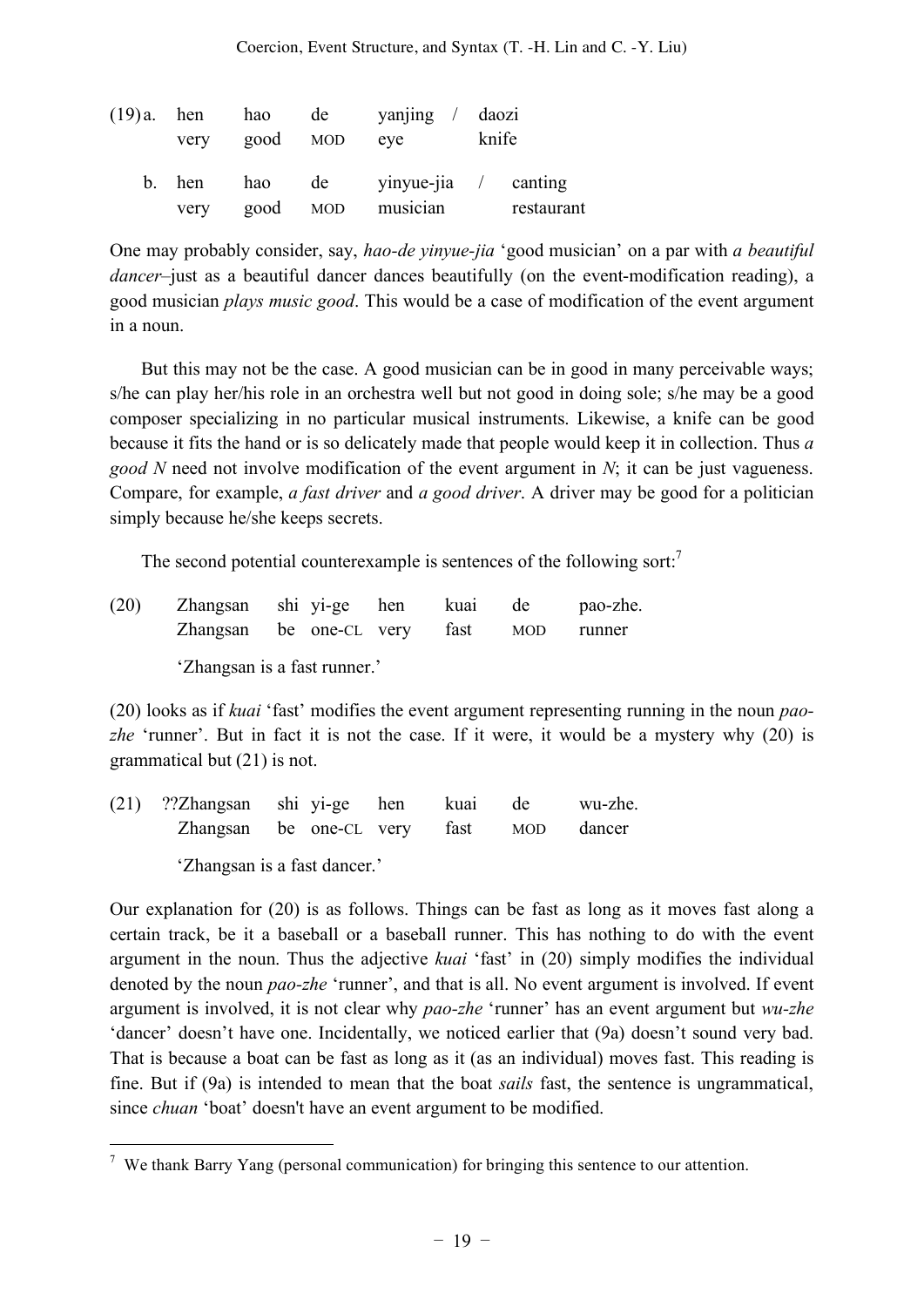(19) a. hen hao de yanjing / daozi
very good MOD eye knife

b. hen hao de yinyue-jia / canting
very good MOD musician restaurant

One may probably consider, say, *hao-de yinyue-jia* 'good musician' on a par with *a beautiful dancer*–just as a beautiful dancer dances beautifully (on the event-modification reading), a good musician *plays music good*. This would be a case of modification of the event argument in a noun.

But this may not be the case. A good musician can be in good in many perceivable ways; s/he can play her/his role in an orchestra well but not good in doing sole; s/he may be a good composer specializing in no particular musical instruments. Likewise, a knife can be good because it fits the hand or is so delicately made that people would keep it in collection. Thus *a good N* need not involve modification of the event argument in *N*; it can be just vagueness. Compare, for example, *a fast driver* and *a good driver*. A driver may be good for a politician simply because he/she keeps secrets.

The second potential counterexample is sentences of the following sort:[7]

(20) Zhangsan shi yi-ge hen kuai de pao-zhe.
Zhangsan be one-CL very fast MOD runner

'Zhangsan is a fast runner.'

(20) looks as if *kuai* 'fast' modifies the event argument representing running in the noun *pao-zhe* 'runner'. But in fact it is not the case. If it were, it would be a mystery why (20) is grammatical but (21) is not.

(21) ??Zhangsan shi yi-ge hen kuai de wu-zhe.
Zhangsan be one-CL very fast MOD dancer

'Zhangsan is a fast dancer.'

Our explanation for (20) is as follows. Things can be fast as long as it moves fast along a certain track, be it a baseball or a baseball runner. This has nothing to do with the event argument in the noun. Thus the adjective *kuai* 'fast' in (20) simply modifies the individual denoted by the noun *pao-zhe* 'runner', and that is all. No event argument is involved. If event argument is involved, it is not clear why *pao-zhe* 'runner' has an event argument but *wu-zhe* 'dancer' doesn't have one. Incidentally, we noticed earlier that (9a) doesn't sound very bad. That is because a boat can be fast as long as it (as an individual) moves fast. This reading is fine. But if (9a) is intended to mean that the boat *sails* fast, the sentence is ungrammatical, since *chuan* 'boat' doesn't have an event argument to be modified.

---

[7] We thank Barry Yang (personal communication) for bringing this sentence to our attention.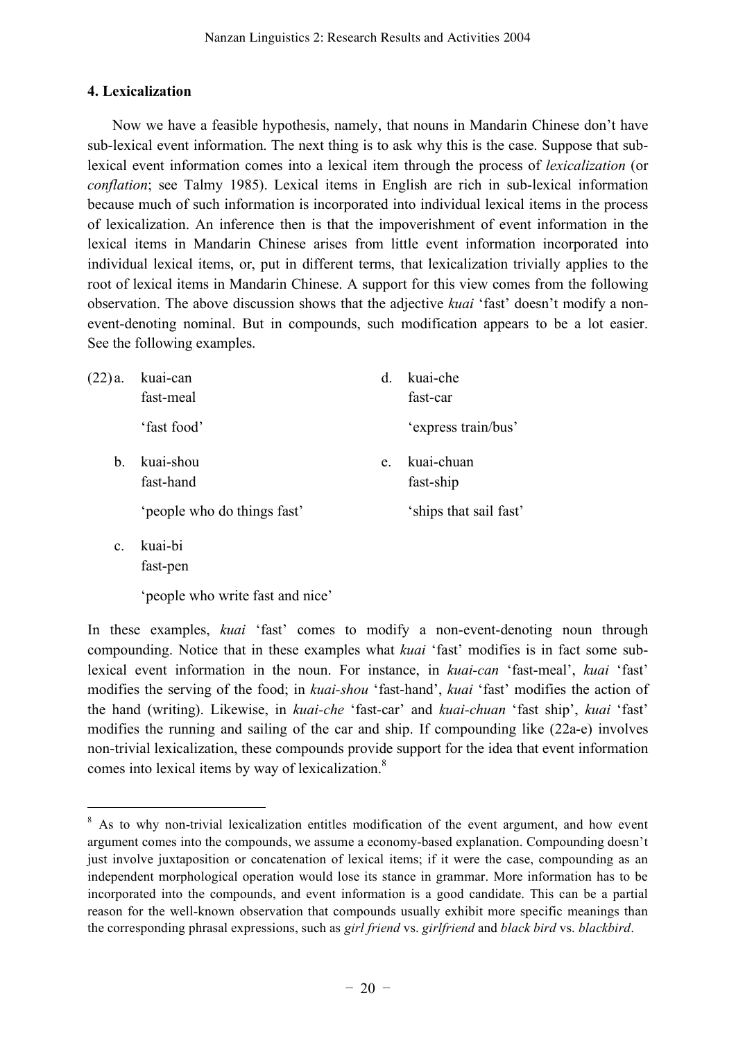## 4. Lexicalization

Now we have a feasible hypothesis, namely, that nouns in Mandarin Chinese don't have sub-lexical event information. The next thing is to ask why this is the case. Suppose that sub-lexical event information comes into a lexical item through the process of *lexicalization* (or *conflation*; see Talmy 1985). Lexical items in English are rich in sub-lexical information because much of such information is incorporated into individual lexical items in the process of lexicalization. An inference then is that the impoverishment of event information in the lexical items in Mandarin Chinese arises from little event information incorporated into individual lexical items, or, put in different terms, that lexicalization trivially applies to the root of lexical items in Mandarin Chinese. A support for this view comes from the following observation. The above discussion shows that the adjective *kuai* 'fast' doesn't modify a non-event-denoting nominal. But in compounds, such modification appears to be a lot easier. See the following examples.

(22) a. kuai-can
fast-meal
'fast food'

b. kuai-shou
fast-hand
'people who do things fast'

c. kuai-bi
fast-pen
'people who write fast and nice'

d. kuai-che
fast-car
'express train/bus'

e. kuai-chuan
fast-ship
'ships that sail fast'

In these examples, *kuai* 'fast' comes to modify a non-event-denoting noun through compounding. Notice that in these examples what *kuai* 'fast' modifies is in fact some sub-lexical event information in the noun. For instance, in *kuai-can* 'fast-meal', *kuai* 'fast' modifies the serving of the food; in *kuai-shou* 'fast-hand', *kuai* 'fast' modifies the action of the hand (writing). Likewise, in *kuai-che* 'fast-car' and *kuai-chuan* 'fast ship', *kuai* 'fast' modifies the running and sailing of the car and ship. If compounding like (22a-e) involves non-trivial lexicalization, these compounds provide support for the idea that event information comes into lexical items by way of lexicalization.[8]

---

[8] As to why non-trivial lexicalization entitles modification of the event argument, and how event argument comes into the compounds, we assume a economy-based explanation. Compounding doesn't just involve juxtaposition or concatenation of lexical items; if it were the case, compounding as an independent morphological operation would lose its stance in grammar. More information has to be incorporated into the compounds, and event information is a good candidate. This can be a partial reason for the well-known observation that compounds usually exhibit more specific meanings than the corresponding phrasal expressions, such as *girl friend* vs. *girlfriend* and *black bird* vs. *blackbird*.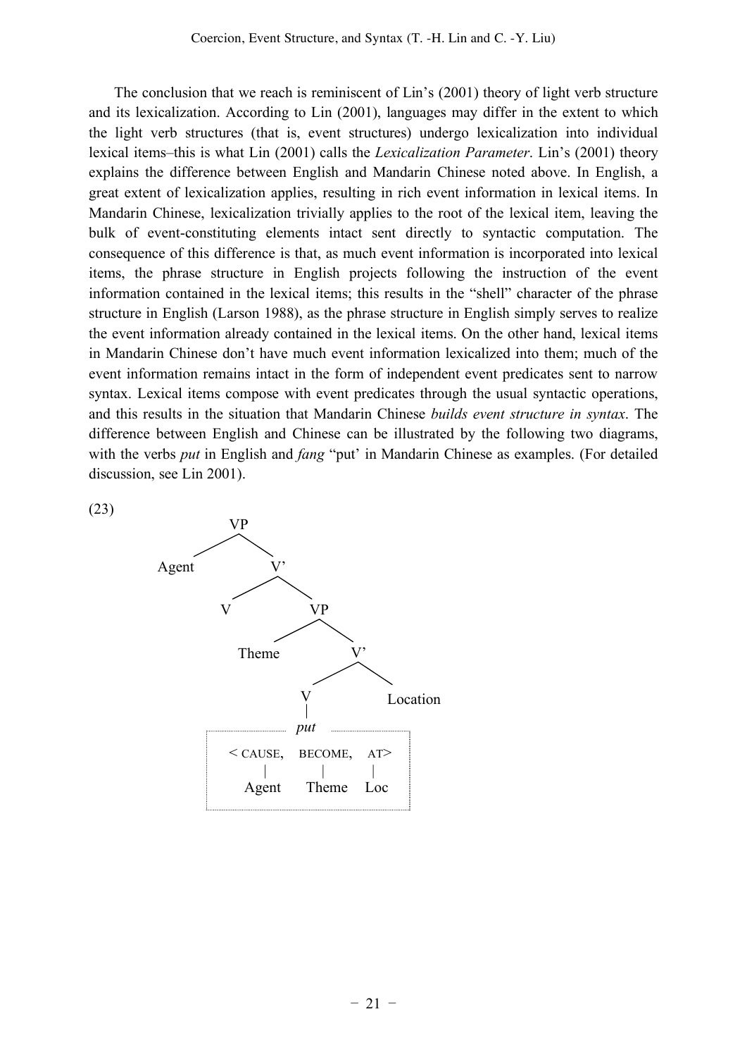The conclusion that we reach is reminiscent of Lin's (2001) theory of light verb structure and its lexicalization. According to Lin (2001), languages may differ in the extent to which the light verb structures (that is, event structures) undergo lexicalization into individual lexical items–this is what Lin (2001) calls the *Lexicalization Parameter*. Lin's (2001) theory explains the difference between English and Mandarin Chinese noted above. In English, a great extent of lexicalization applies, resulting in rich event information in lexical items. In Mandarin Chinese, lexicalization trivially applies to the root of the lexical item, leaving the bulk of event-constituting elements intact sent directly to syntactic computation. The consequence of this difference is that, as much event information is incorporated into lexical items, the phrase structure in English projects following the instruction of the event information contained in the lexical items; this results in the "shell" character of the phrase structure in English (Larson 1988), as the phrase structure in English simply serves to realize the event information already contained in the lexical items. On the other hand, lexical items in Mandarin Chinese don't have much event information lexicalized into them; much of the event information remains intact in the form of independent event predicates sent to narrow syntax. Lexical items compose with event predicates through the usual syntactic operations, and this results in the situation that Mandarin Chinese *builds event structure in syntax*. The difference between English and Chinese can be illustrated by the following two diagrams, with the verbs *put* in English and *fang* "put' in Mandarin Chinese as examples. (For detailed discussion, see Lin 2001).

(23)

```
VP
├── Agent
└── V'
    ├── V
    └── VP
        ├── Theme
        └── V'
            ├── V
            │   └── put
            │       < CAUSE,  BECOME,  AT >
            │          |        |       |
            │        Agent    Theme    Loc
            └── Location
```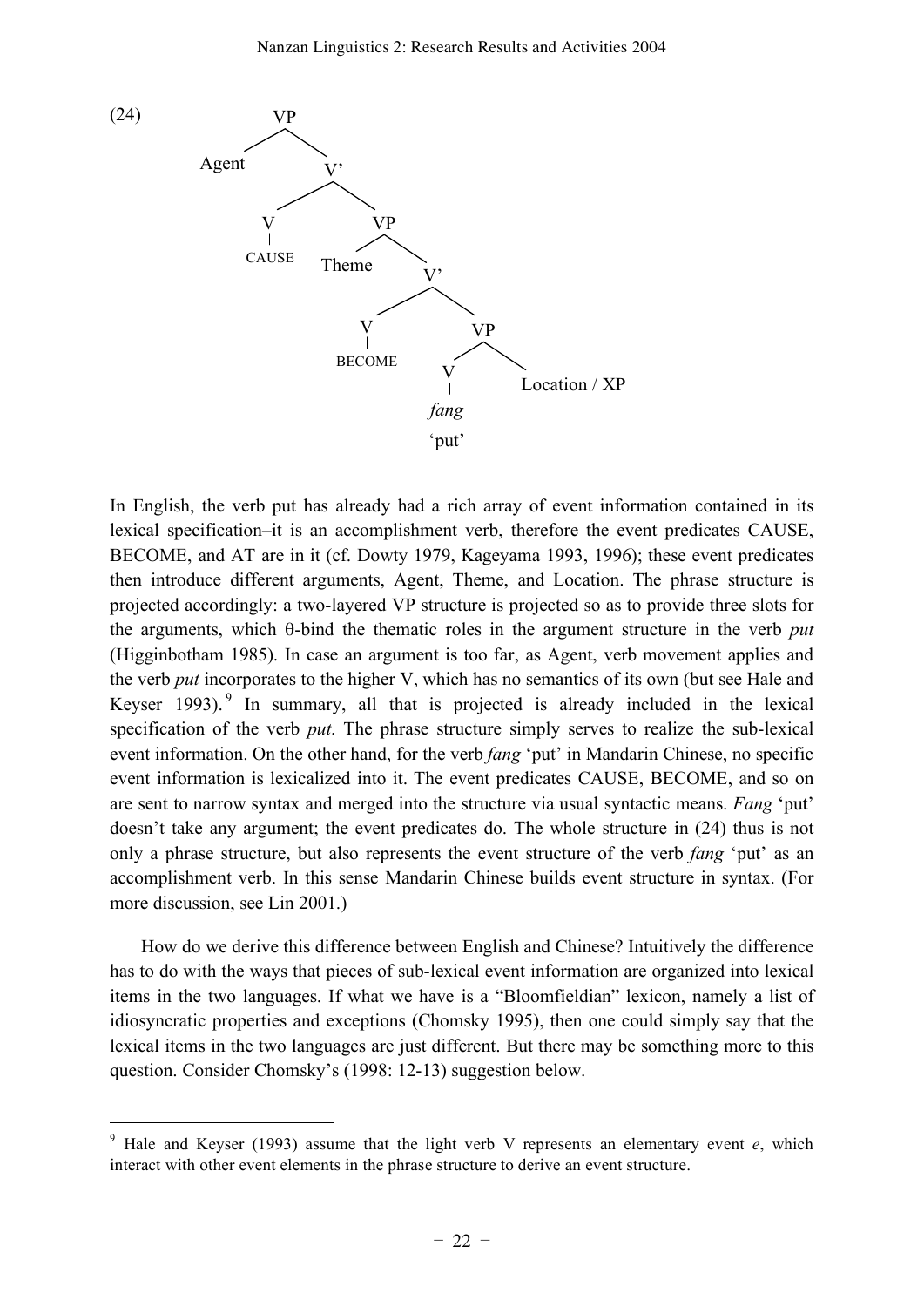(24)

```
VP
├── Agent
└── V'
    ├── V
    │   └── CAUSE
    └── VP
        ├── Theme
        └── V'
            ├── V
            │   └── BECOME
            └── VP
                ├── V
                │   └── fang
                │       'put'
                └── Location / XP
```

In English, the verb put has already had a rich array of event information contained in its lexical specification–it is an accomplishment verb, therefore the event predicates CAUSE, BECOME, and AT are in it (cf. Dowty 1979, Kageyama 1993, 1996); these event predicates then introduce different arguments, Agent, Theme, and Location. The phrase structure is projected accordingly: a two-layered VP structure is projected so as to provide three slots for the arguments, which θ-bind the thematic roles in the argument structure in the verb *put* (Higginbotham 1985). In case an argument is too far, as Agent, verb movement applies and the verb *put* incorporates to the higher V, which has no semantics of its own (but see Hale and Keyser 1993).[9] In summary, all that is projected is already included in the lexical specification of the verb *put*. The phrase structure simply serves to realize the sub-lexical event information. On the other hand, for the verb *fang* 'put' in Mandarin Chinese, no specific event information is lexicalized into it. The event predicates CAUSE, BECOME, and so on are sent to narrow syntax and merged into the structure via usual syntactic means. *Fang* 'put' doesn't take any argument; the event predicates do. The whole structure in (24) thus is not only a phrase structure, but also represents the event structure of the verb *fang* 'put' as an accomplishment verb. In this sense Mandarin Chinese builds event structure in syntax. (For more discussion, see Lin 2001.)

How do we derive this difference between English and Chinese? Intuitively the difference has to do with the ways that pieces of sub-lexical event information are organized into lexical items in the two languages. If what we have is a "Bloomfieldian" lexicon, namely a list of idiosyncratic properties and exceptions (Chomsky 1995), then one could simply say that the lexical items in the two languages are just different. But there may be something more to this question. Consider Chomsky's (1998: 12-13) suggestion below.

---

[9] Hale and Keyser (1993) assume that the light verb V represents an elementary event *e*, which interact with other event elements in the phrase structure to derive an event structure.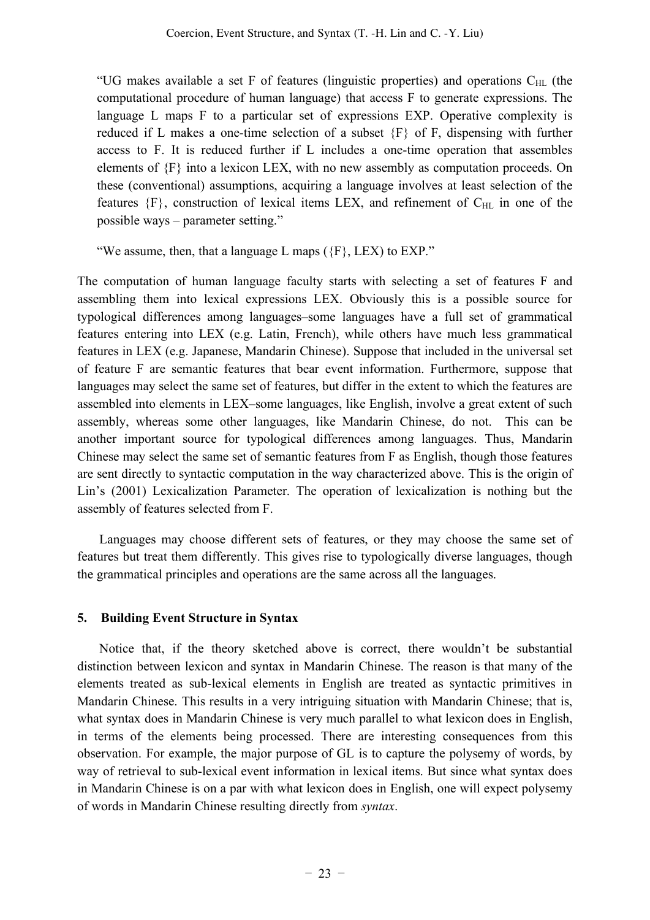"UG makes available a set F of features (linguistic properties) and operations $C_{HL}$ (the computational procedure of human language) that access F to generate expressions. The language L maps F to a particular set of expressions EXP. Operative complexity is reduced if L makes a one-time selection of a subset {F} of F, dispensing with further access to F. It is reduced further if L includes a one-time operation that assembles elements of {F} into a lexicon LEX, with no new assembly as computation proceeds. On these (conventional) assumptions, acquiring a language involves at least selection of the features {F}, construction of lexical items LEX, and refinement of $C_{HL}$ in one of the possible ways – parameter setting."

"We assume, then, that a language L maps ({F}, LEX) to EXP."

The computation of human language faculty starts with selecting a set of features F and assembling them into lexical expressions LEX. Obviously this is a possible source for typological differences among languages–some languages have a full set of grammatical features entering into LEX (e.g. Latin, French), while others have much less grammatical features in LEX (e.g. Japanese, Mandarin Chinese). Suppose that included in the universal set of feature F are semantic features that bear event information. Furthermore, suppose that languages may select the same set of features, but differ in the extent to which the features are assembled into elements in LEX–some languages, like English, involve a great extent of such assembly, whereas some other languages, like Mandarin Chinese, do not. This can be another important source for typological differences among languages. Thus, Mandarin Chinese may select the same set of semantic features from F as English, though those features are sent directly to syntactic computation in the way characterized above. This is the origin of Lin's (2001) Lexicalization Parameter. The operation of lexicalization is nothing but the assembly of features selected from F.

Languages may choose different sets of features, or they may choose the same set of features but treat them differently. This gives rise to typologically diverse languages, though the grammatical principles and operations are the same across all the languages.

## 5. Building Event Structure in Syntax

Notice that, if the theory sketched above is correct, there wouldn't be substantial distinction between lexicon and syntax in Mandarin Chinese. The reason is that many of the elements treated as sub-lexical elements in English are treated as syntactic primitives in Mandarin Chinese. This results in a very intriguing situation with Mandarin Chinese; that is, what syntax does in Mandarin Chinese is very much parallel to what lexicon does in English, in terms of the elements being processed. There are interesting consequences from this observation. For example, the major purpose of GL is to capture the polysemy of words, by way of retrieval to sub-lexical event information in lexical items. But since what syntax does in Mandarin Chinese is on a par with what lexicon does in English, one will expect polysemy of words in Mandarin Chinese resulting directly from *syntax*.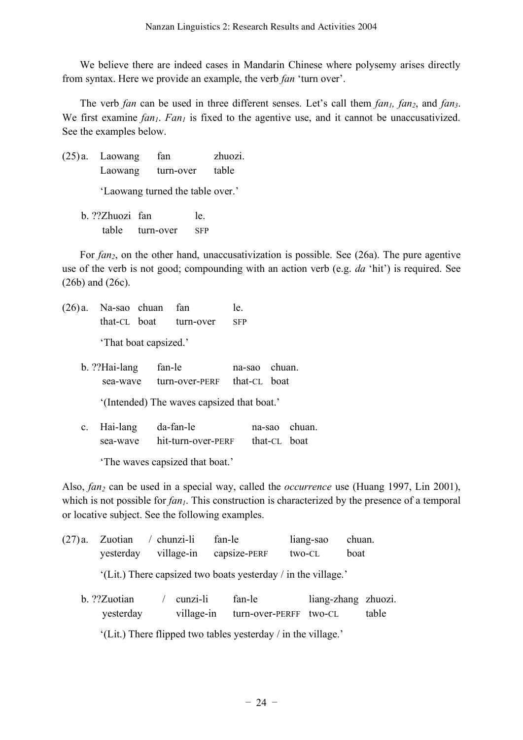We believe there are indeed cases in Mandarin Chinese where polysemy arises directly from syntax. Here we provide an example, the verb *fan* 'turn over'.

The verb *fan* can be used in three different senses. Let's call them *fan₁*, *fan₂*, and *fan₃*. We first examine *fan₁*. *Fan₁* is fixed to the agentive use, and it cannot be unaccusativized. See the examples below.

(25) a. Laowang fan zhuozi.
   Laowang turn-over table
   'Laowang turned the table over.'

  b. ??Zhuozi fan le.
   table turn-over SFP

For *fan₂*, on the other hand, unaccusativization is possible. See (26a). The pure agentive use of the verb is not good; compounding with an action verb (e.g. *da* 'hit') is required. See (26b) and (26c).

(26) a. Na-sao chuan fan le.
   that-CL boat turn-over SFP
   'That boat capsized.'

  b. ??Hai-lang fan-le na-sao chuan.
   sea-wave turn-over-PERF that-CL boat
   '(Intended) The waves capsized that boat.'

  c. Hai-lang da-fan-le na-sao chuan.
   sea-wave hit-turn-over-PERF that-CL boat
   'The waves capsized that boat.'

Also, *fan₂* can be used in a special way, called the *occurrence* use (Huang 1997, Lin 2001), which is not possible for *fan₁*. This construction is characterized by the presence of a temporal or locative subject. See the following examples.

(27) a. Zuotian / chunzi-li fan-le liang-sao chuan.
   yesterday village-in capsize-PERF two-CL boat
   '(Lit.) There capsized two boats yesterday / in the village.'

  b. ??Zuotian / cunzi-li fan-le liang-zhang zhuozi.
   yesterday village-in turn-over-PERFF two-CL table
   '(Lit.) There flipped two tables yesterday / in the village.'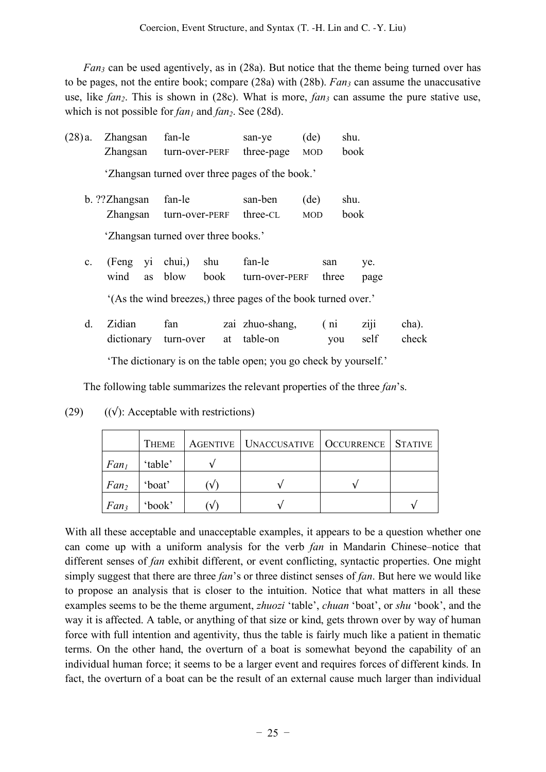*Fan₃* can be used agentively, as in (28a). But notice that the theme being turned over has to be pages, not the entire book; compare (28a) with (28b). *Fan₃* can assume the unaccusative use, like *fan₂*. This is shown in (28c). What is more, *fan₃* can assume the pure stative use, which is not possible for *fan₁* and *fan₂*. See (28d).

(28) a. Zhangsan fan-le san-ye (de) shu.
Zhangsan turn-over-PERF three-page MOD book
'Zhangsan turned over three pages of the book.'

b. ??Zhangsan fan-le san-ben (de) shu.
Zhangsan turn-over-PERF three-CL MOD book
'Zhangsan turned over three books.'

c. (Feng yi chui,) shu fan-le san ye.
wind as blow book turn-over-PERF three page
'(As the wind breezes,) three pages of the book turned over.'

d. Zidian fan zai zhuo-shang, (ni ziji cha).
dictionary turn-over at table-on you self check
'The dictionary is on the table open; you go check by yourself.'

The following table summarizes the relevant properties of the three *fan*'s.

(29) ((√): Acceptable with restrictions)

| | THEME | AGENTIVE | UNACCUSATIVE | OCCURRENCE | STATIVE |
|---|---|---|---|---|---|
| *Fan₁* | 'table' | √ | | | |
| *Fan₂* | 'boat' | (√) | √ | √ | |
| *Fan₃* | 'book' | (√) | √ | | √ |

With all these acceptable and unacceptable examples, it appears to be a question whether one can come up with a uniform analysis for the verb *fan* in Mandarin Chinese–notice that different senses of *fan* exhibit different, or event conflicting, syntactic properties. One might simply suggest that there are three *fan*'s or three distinct senses of *fan*. But here we would like to propose an analysis that is closer to the intuition. Notice that what matters in all these examples seems to be the theme argument, *zhuozi* 'table', *chuan* 'boat', or *shu* 'book', and the way it is affected. A table, or anything of that size or kind, gets thrown over by way of human force with full intention and agentivity, thus the table is fairly much like a patient in thematic terms. On the other hand, the overturn of a boat is somewhat beyond the capability of an individual human force; it seems to be a larger event and requires forces of different kinds. In fact, the overturn of a boat can be the result of an external cause much larger than individual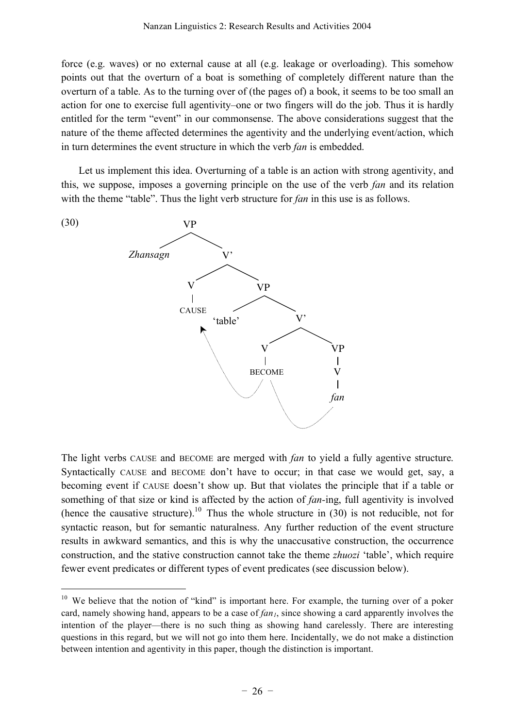force (e.g. waves) or no external cause at all (e.g. leakage or overloading). This somehow points out that the overturn of a boat is something of completely different nature than the overturn of a table. As to the turning over of (the pages of) a book, it seems to be too small an action for one to exercise full agentivity–one or two fingers will do the job. Thus it is hardly entitled for the term "event" in our commonsense. The above considerations suggest that the nature of the theme affected determines the agentivity and the underlying event/action, which in turn determines the event structure in which the verb *fan* is embedded.

Let us implement this idea. Overturning of a table is an action with strong agentivity, and this, we suppose, imposes a governing principle on the use of the verb *fan* and its relation with the theme "table". Thus the light verb structure for *fan* in this use is as follows.

(30)

```
VP
├── Zhansagn
└── V'
    ├── V
    │   └── CAUSE
    └── VP
        ├── 'table'
        └── V'
            ├── V
            │   └── BECOME
            └── VP
                └── V
                    └── fan
```

The light verbs CAUSE and BECOME are merged with *fan* to yield a fully agentive structure. Syntactically CAUSE and BECOME don't have to occur; in that case we would get, say, a becoming event if CAUSE doesn't show up. But that violates the principle that if a table or something of that size or kind is affected by the action of *fan*-ing, full agentivity is involved (hence the causative structure).[10] Thus the whole structure in (30) is not reducible, not for syntactic reason, but for semantic naturalness. Any further reduction of the event structure results in awkward semantics, and this is why the unaccusative construction, the occurrence construction, and the stative construction cannot take the theme *zhuozi* 'table', which require fewer event predicates or different types of event predicates (see discussion below).

---

[10] We believe that the notion of "kind" is important here. For example, the turning over of a poker card, namely showing hand, appears to be a case of $fan_1$, since showing a card apparently involves the intention of the player—there is no such thing as showing hand carelessly. There are interesting questions in this regard, but we will not go into them here. Incidentally, we do not make a distinction between intention and agentivity in this paper, though the distinction is important.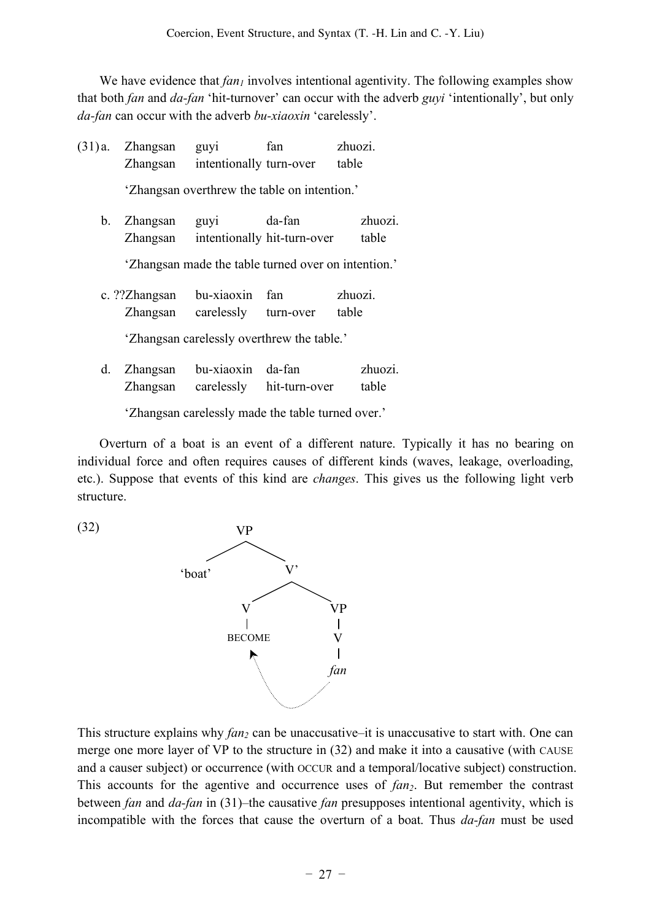We have evidence that $fan_1$ involves intentional agentivity. The following examples show that both *fan* and *da-fan* 'hit-turnover' can occur with the adverb *guyi* 'intentionally', but only *da-fan* can occur with the adverb *bu-xiaoxin* 'carelessly'.

(31) a. Zhangsan guyi fan zhuozi.
Zhangsan intentionally turn-over table
'Zhangsan overthrew the table on intention.'

b. Zhangsan guyi da-fan zhuozi.
Zhangsan intentionally hit-turn-over table
'Zhangsan made the table turned over on intention.'

c. ??Zhangsan bu-xiaoxin fan zhuozi.
Zhangsan carelessly turn-over table
'Zhangsan carelessly overthrew the table.'

d. Zhangsan bu-xiaoxin da-fan zhuozi.
Zhangsan carelessly hit-turn-over table
'Zhangsan carelessly made the table turned over.'

Overturn of a boat is an event of a different nature. Typically it has no bearing on individual force and often requires causes of different kinds (waves, leakage, overloading, etc.). Suppose that events of this kind are *changes*. This gives us the following light verb structure.

(32)

```
VP
├── 'boat'
└── V'
    ├── V
    │   └── BECOME  ←┐
    └── VP           │
        └── V        │
            └── fan ─┘
```

This structure explains why $fan_2$ can be unaccusative–it is unaccusative to start with. One can merge one more layer of VP to the structure in (32) and make it into a causative (with CAUSE and a causer subject) or occurrence (with OCCUR and a temporal/locative subject) construction. This accounts for the agentive and occurrence uses of $fan_2$. But remember the contrast between *fan* and *da-fan* in (31)–the causative *fan* presupposes intentional agentivity, which is incompatible with the forces that cause the overturn of a boat. Thus *da-fan* must be used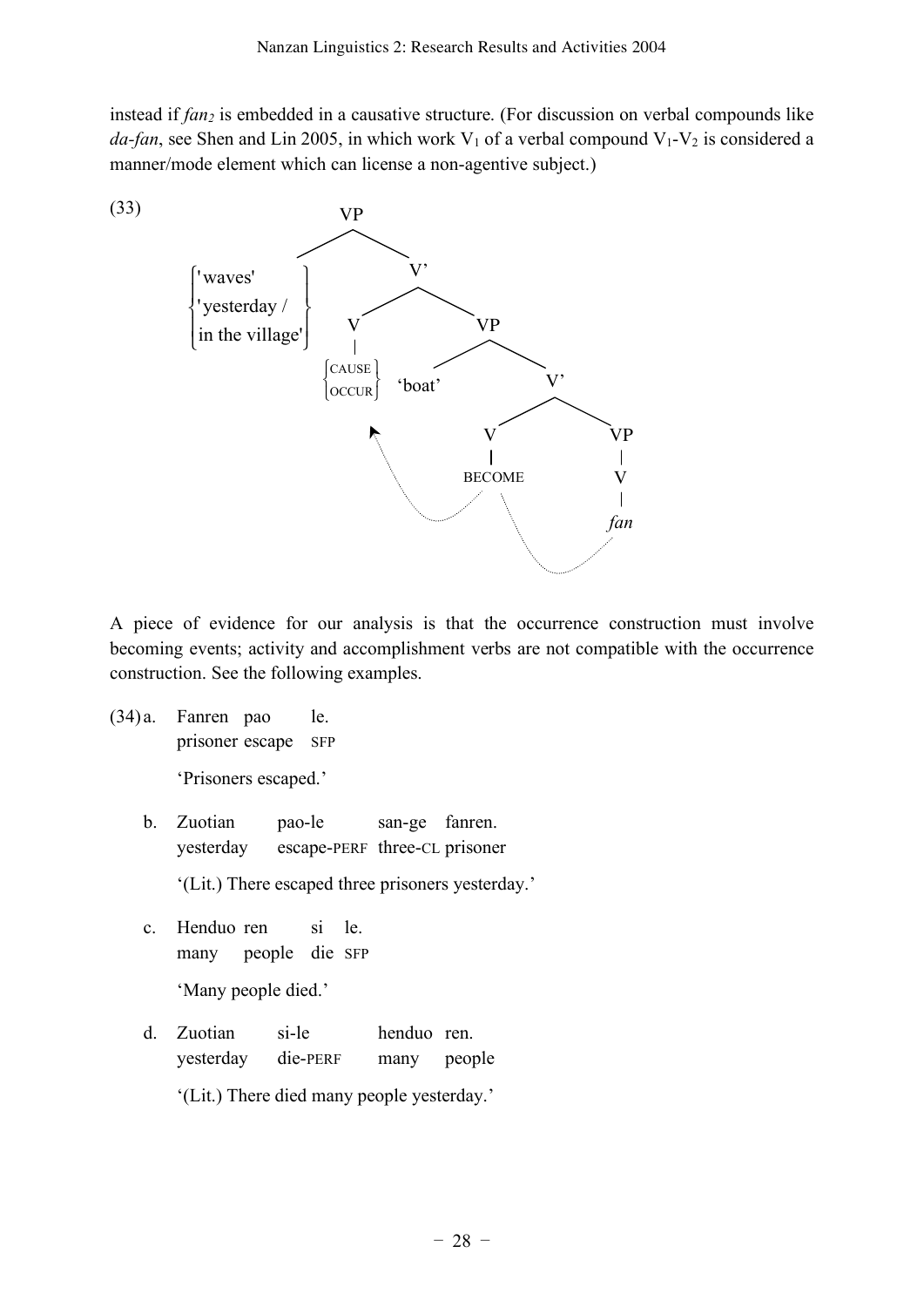instead if *fan₂* is embedded in a causative structure. (For discussion on verbal compounds like *da-fan*, see Shen and Lin 2005, in which work $V_1$ of a verbal compound $V_1$-$V_2$ is considered a manner/mode element which can license a non-agentive subject.)

(33)

```
VP
├── {'waves' / 'yesterday / in the village'}
└── V'
    ├── V
    │   └── {CAUSE / OCCUR}   ← (BECOME raises here)
    └── VP
        ├── 'boat'
        └── V'
            ├── V
            │   └── BECOME   ← (fan raises here)
            └── VP
                └── V
                    └── fan
```

A piece of evidence for our analysis is that the occurrence construction must involve becoming events; activity and accomplishment verbs are not compatible with the occurrence construction. See the following examples.

(34) a. Fanren pao le.
prisoner escape SFP
'Prisoners escaped.'

b. Zuotian pao-le san-ge fanren.
yesterday escape-PERF three-CL prisoner
'(Lit.) There escaped three prisoners yesterday.'

c. Henduo ren si le.
many people die SFP
'Many people died.'

d. Zuotian si-le henduo ren.
yesterday die-PERF many people
'(Lit.) There died many people yesterday.'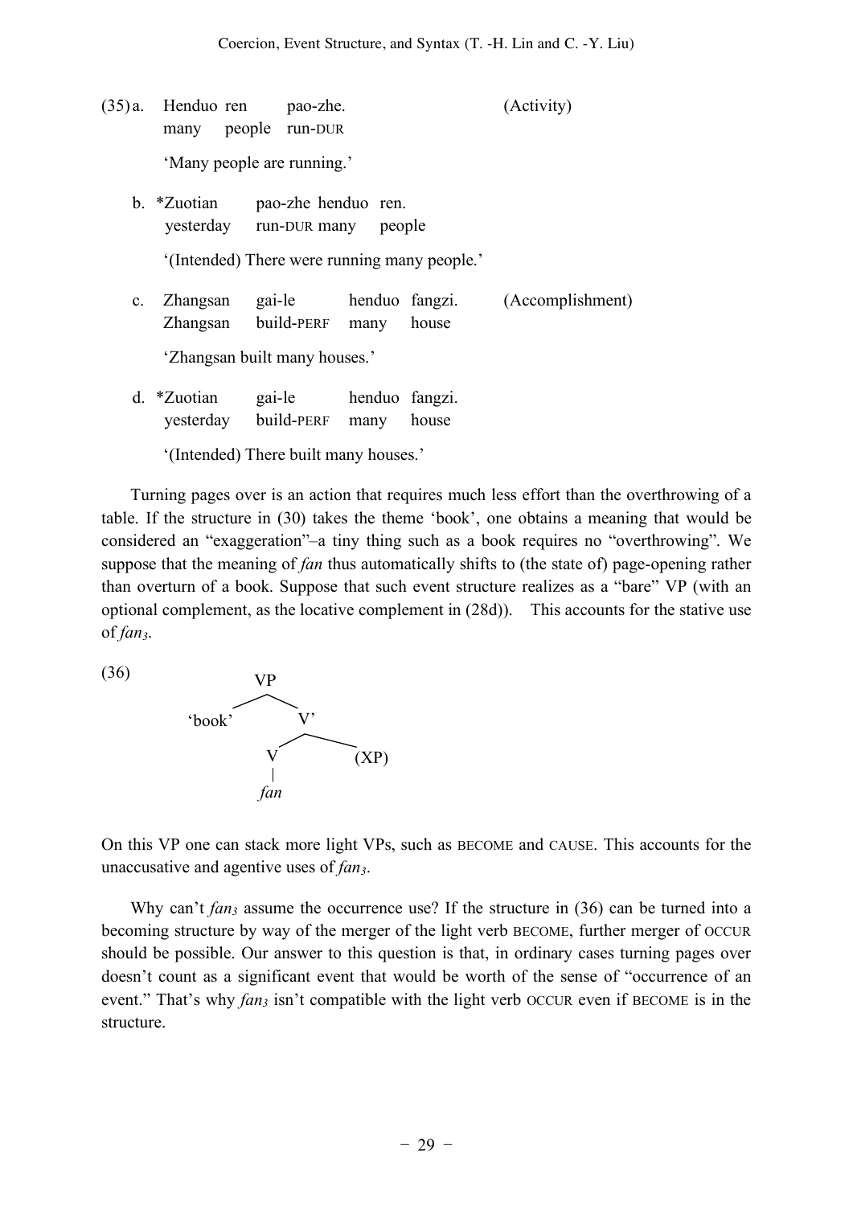(35) a. Henduo ren pao-zhe. (Activity)
many people run-DUR
'Many people are running.'

b. *Zuotian pao-zhe henduo ren.
yesterday run-DUR many people
'(Intended) There were running many people.'

c. Zhangsan gai-le henduo fangzi. (Accomplishment)
Zhangsan build-PERF many house
'Zhangsan built many houses.'

d. *Zuotian gai-le henduo fangzi.
yesterday build-PERF many house
'(Intended) There built many houses.'

Turning pages over is an action that requires much less effort than the overthrowing of a table. If the structure in (30) takes the theme 'book', one obtains a meaning that would be considered an "exaggeration"–a tiny thing such as a book requires no "overthrowing". We suppose that the meaning of *fan* thus automatically shifts to (the state of) page-opening rather than overturn of a book. Suppose that such event structure realizes as a "bare" VP (with an optional complement, as the locative complement in (28d)). This accounts for the stative use of *fan*$_3$.

(36)

```
        VP
       /  \
  'book'   V'
          /  \
         V   (XP)
         |
        fan
```

On this VP one can stack more light VPs, such as BECOME and CAUSE. This accounts for the unaccusative and agentive uses of *fan*$_3$.

Why can't *fan*$_3$ assume the occurrence use? If the structure in (36) can be turned into a becoming structure by way of the merger of the light verb BECOME, further merger of OCCUR should be possible. Our answer to this question is that, in ordinary cases turning pages over doesn't count as a significant event that would be worth of the sense of "occurrence of an event." That's why *fan*$_3$ isn't compatible with the light verb OCCUR even if BECOME is in the structure.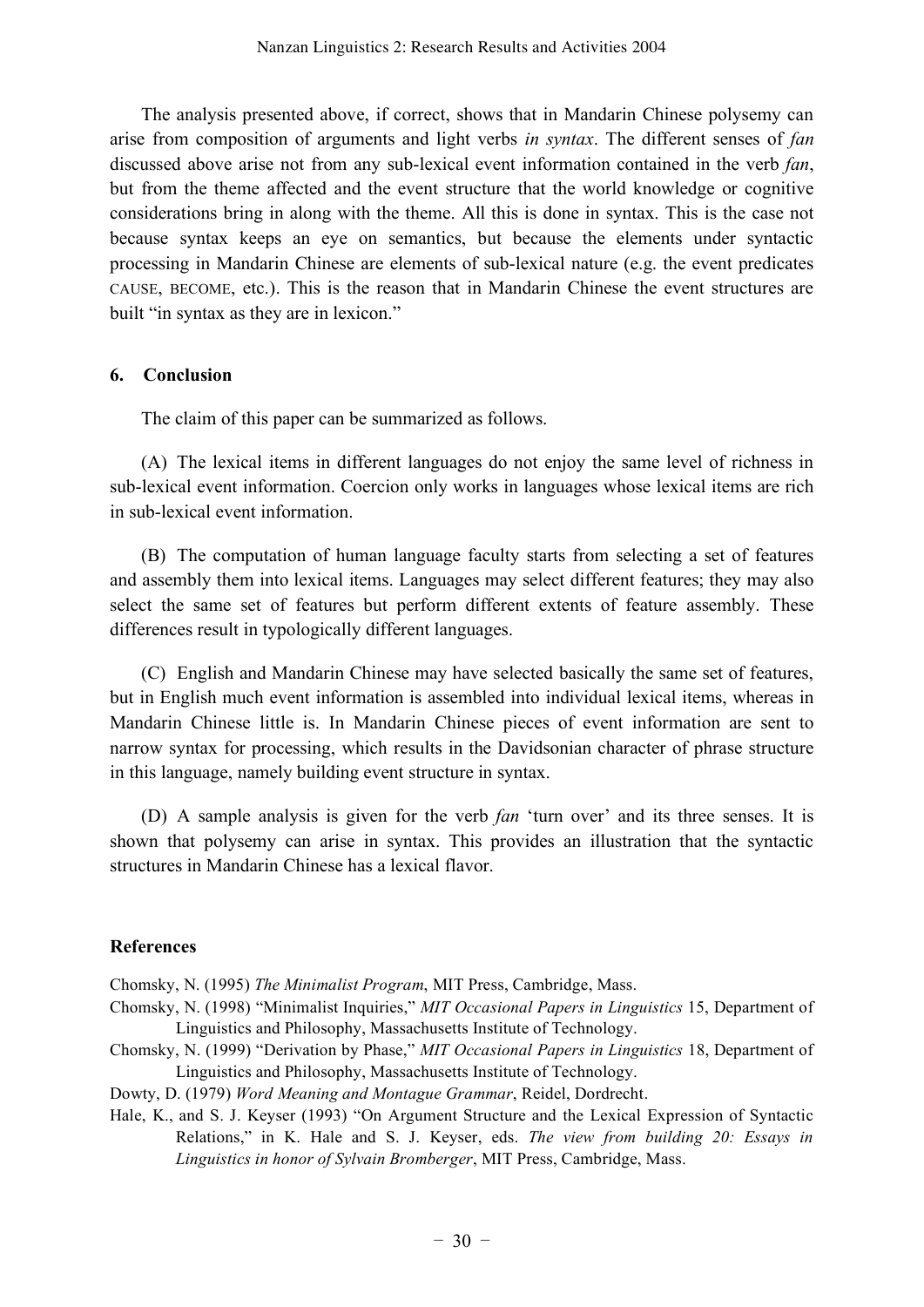The analysis presented above, if correct, shows that in Mandarin Chinese polysemy can arise from composition of arguments and light verbs *in syntax*. The different senses of *fan* discussed above arise not from any sub-lexical event information contained in the verb *fan*, but from the theme affected and the event structure that the world knowledge or cognitive considerations bring in along with the theme. All this is done in syntax. This is the case not because syntax keeps an eye on semantics, but because the elements under syntactic processing in Mandarin Chinese are elements of sub-lexical nature (e.g. the event predicates CAUSE, BECOME, etc.). This is the reason that in Mandarin Chinese the event structures are built "in syntax as they are in lexicon."

## 6. Conclusion

The claim of this paper can be summarized as follows.

(A) The lexical items in different languages do not enjoy the same level of richness in sub-lexical event information. Coercion only works in languages whose lexical items are rich in sub-lexical event information.

(B) The computation of human language faculty starts from selecting a set of features and assembly them into lexical items. Languages may select different features; they may also select the same set of features but perform different extents of feature assembly. These differences result in typologically different languages.

(C) English and Mandarin Chinese may have selected basically the same set of features, but in English much event information is assembled into individual lexical items, whereas in Mandarin Chinese little is. In Mandarin Chinese pieces of event information are sent to narrow syntax for processing, which results in the Davidsonian character of phrase structure in this language, namely building event structure in syntax.

(D) A sample analysis is given for the verb *fan* 'turn over' and its three senses. It is shown that polysemy can arise in syntax. This provides an illustration that the syntactic structures in Mandarin Chinese has a lexical flavor.

## References

Chomsky, N. (1995) *The Minimalist Program*, MIT Press, Cambridge, Mass.

Chomsky, N. (1998) "Minimalist Inquiries," *MIT Occasional Papers in Linguistics* 15, Department of Linguistics and Philosophy, Massachusetts Institute of Technology.

Chomsky, N. (1999) "Derivation by Phase," *MIT Occasional Papers in Linguistics* 18, Department of Linguistics and Philosophy, Massachusetts Institute of Technology.

Dowty, D. (1979) *Word Meaning and Montague Grammar*, Reidel, Dordrecht.

Hale, K., and S. J. Keyser (1993) "On Argument Structure and the Lexical Expression of Syntactic Relations," in K. Hale and S. J. Keyser, eds. *The view from building 20: Essays in Linguistics in honor of Sylvain Bromberger*, MIT Press, Cambridge, Mass.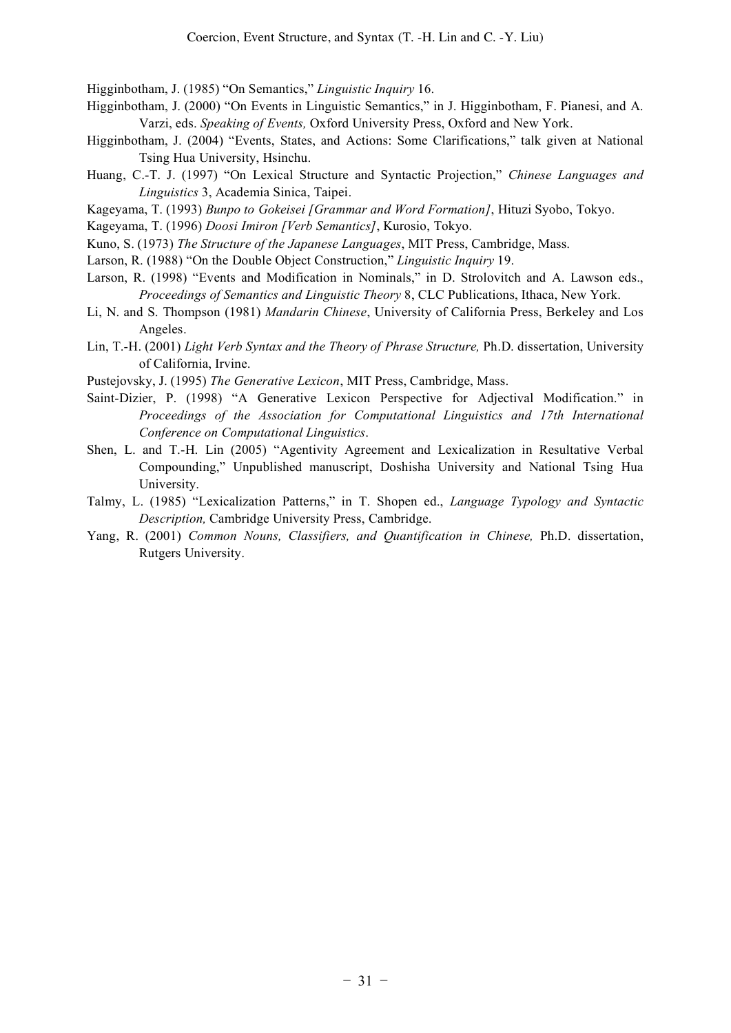Higginbotham, J. (1985) "On Semantics," *Linguistic Inquiry* 16.

Higginbotham, J. (2000) "On Events in Linguistic Semantics," in J. Higginbotham, F. Pianesi, and A. Varzi, eds. *Speaking of Events,* Oxford University Press, Oxford and New York.

Higginbotham, J. (2004) "Events, States, and Actions: Some Clarifications," talk given at National Tsing Hua University, Hsinchu.

Huang, C.-T. J. (1997) "On Lexical Structure and Syntactic Projection," *Chinese Languages and Linguistics* 3, Academia Sinica, Taipei.

Kageyama, T. (1993) *Bunpo to Gokeisei [Grammar and Word Formation]*, Hituzi Syobo, Tokyo.

Kageyama, T. (1996) *Doosi Imiron [Verb Semantics]*, Kurosio, Tokyo.

Kuno, S. (1973) *The Structure of the Japanese Languages*, MIT Press, Cambridge, Mass.

Larson, R. (1988) "On the Double Object Construction," *Linguistic Inquiry* 19.

Larson, R. (1998) "Events and Modification in Nominals," in D. Strolovitch and A. Lawson eds., *Proceedings of Semantics and Linguistic Theory* 8, CLC Publications, Ithaca, New York.

Li, N. and S. Thompson (1981) *Mandarin Chinese*, University of California Press, Berkeley and Los Angeles.

Lin, T.-H. (2001) *Light Verb Syntax and the Theory of Phrase Structure,* Ph.D. dissertation, University of California, Irvine.

Pustejovsky, J. (1995) *The Generative Lexicon*, MIT Press, Cambridge, Mass.

Saint-Dizier, P. (1998) "A Generative Lexicon Perspective for Adjectival Modification." in *Proceedings of the Association for Computational Linguistics and 17th International Conference on Computational Linguistics*.

Shen, L. and T.-H. Lin (2005) "Agentivity Agreement and Lexicalization in Resultative Verbal Compounding," Unpublished manuscript, Doshisha University and National Tsing Hua University.

Talmy, L. (1985) "Lexicalization Patterns," in T. Shopen ed., *Language Typology and Syntactic Description,* Cambridge University Press, Cambridge.

Yang, R. (2001) *Common Nouns, Classifiers, and Quantification in Chinese,* Ph.D. dissertation, Rutgers University.